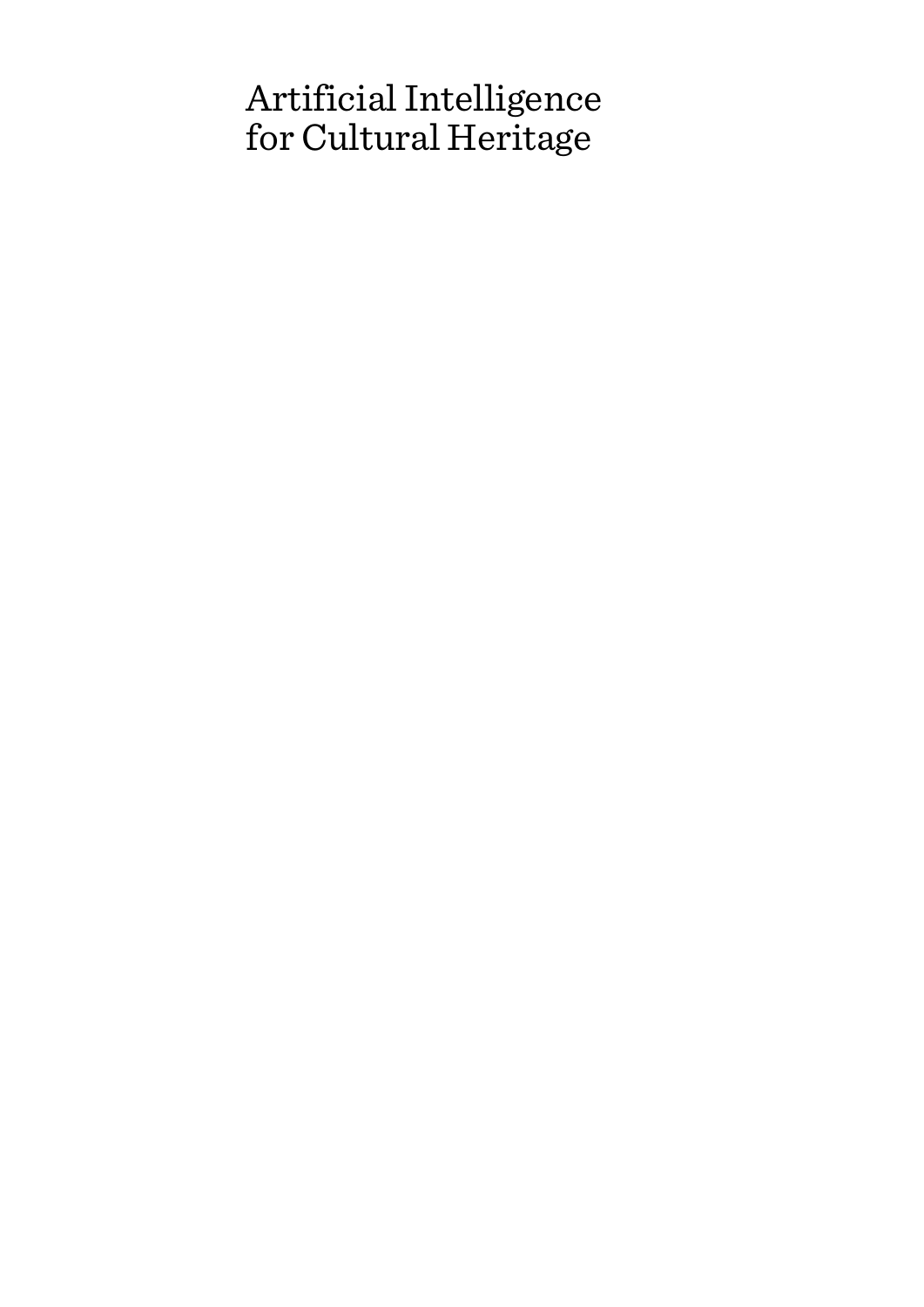# Artificial Intelligence for Cultural Heritage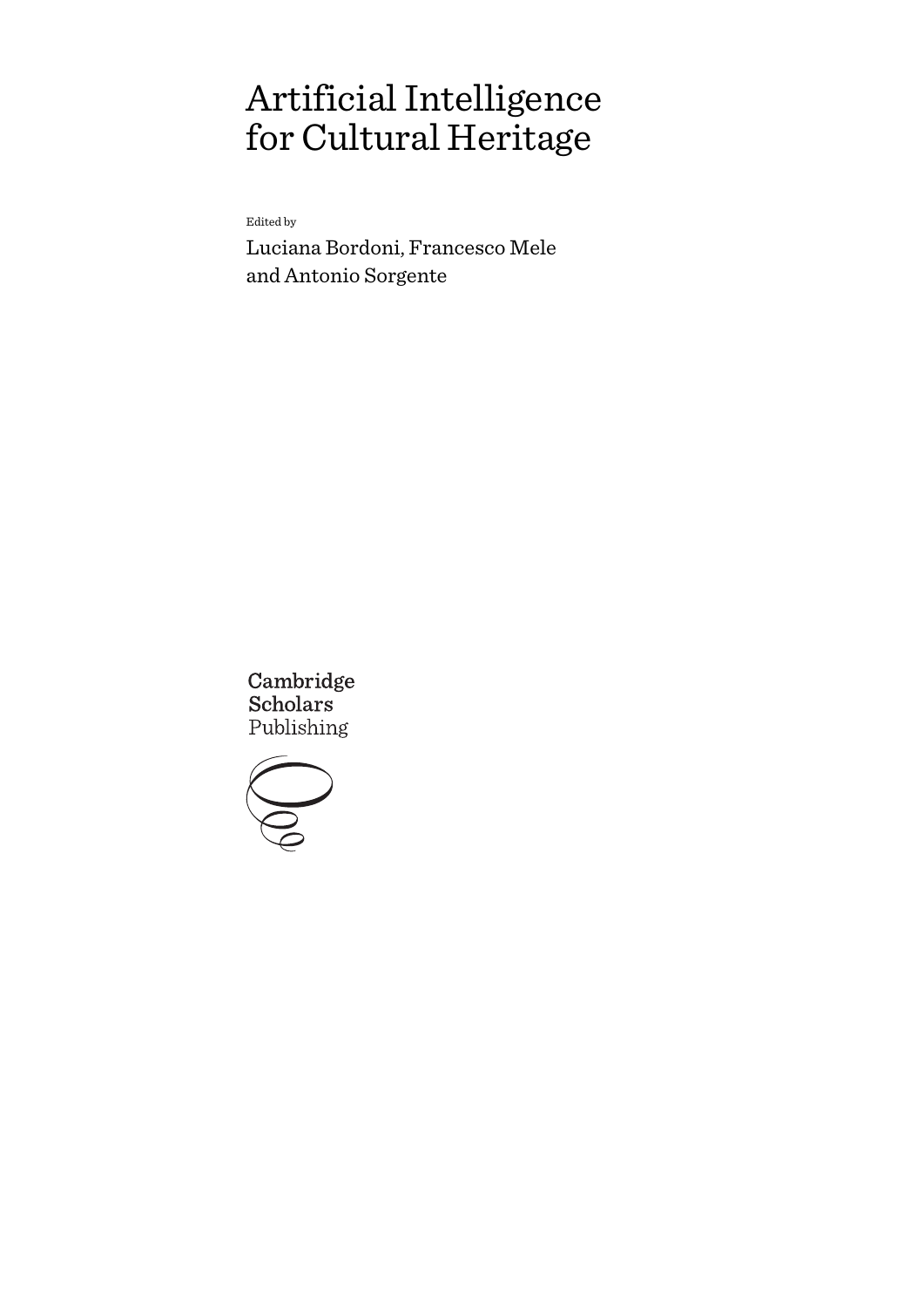# Artificial Intelligence for Cultural Heritage

Edited by

Luciana Bordoni, Francesco Mele and Antonio Sorgente

Cambridge Scholars Publishing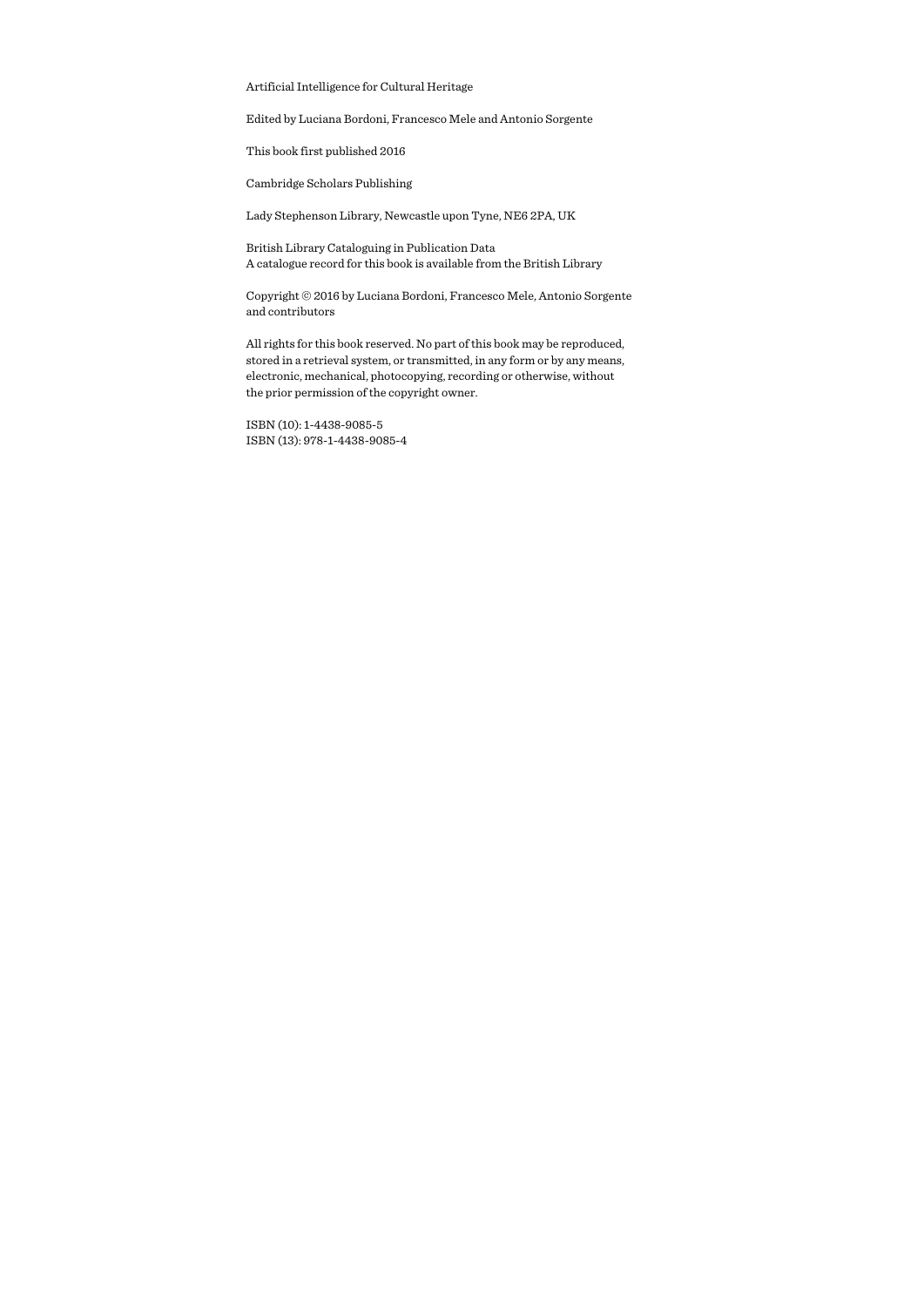Artificial Intelligence for Cultural Heritage

Edited by Luciana Bordoni, Francesco Mele and Antonio Sorgente

This book first published 2016

Cambridge Scholars Publishing

Lady Stephenson Library, Newcastle upon Tyne, NE6 2PA, UK

British Library Cataloguing in Publication Data
A catalogue record for this book is available from the British Library

Copyright © 2016 by Luciana Bordoni, Francesco Mele, Antonio Sorgente and contributors

All rights for this book reserved. No part of this book may be reproduced, stored in a retrieval system, or transmitted, in any form or by any means, electronic, mechanical, photocopying, recording or otherwise, without the prior permission of the copyright owner.

ISBN (10): 1-4438-9085-5
ISBN (13): 978-1-4438-9085-4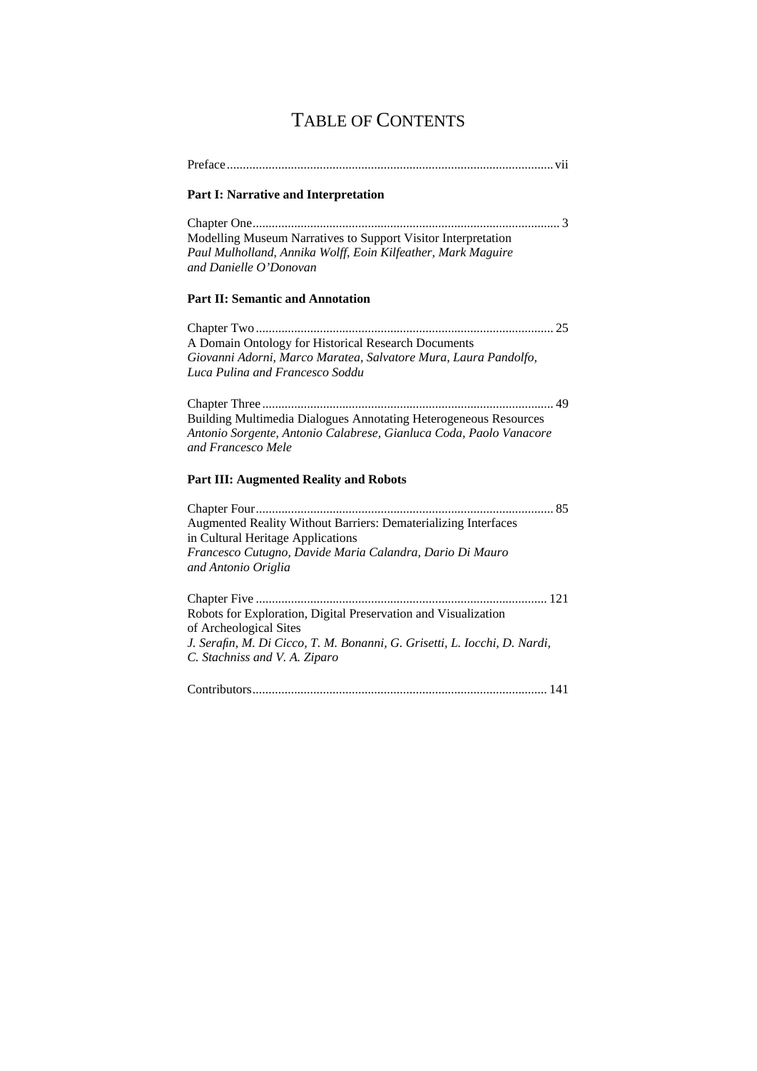# TABLE OF CONTENTS

Preface ..... vii

**Part I: Narrative and Interpretation**

Chapter One ..... 3
Modelling Museum Narratives to Support Visitor Interpretation
*Paul Mulholland, Annika Wolff, Eoin Kilfeather, Mark Maguire and Danielle O'Donovan*

**Part II: Semantic and Annotation**

Chapter Two ..... 25
A Domain Ontology for Historical Research Documents
*Giovanni Adorni, Marco Maratea, Salvatore Mura, Laura Pandolfo, Luca Pulina and Francesco Soddu*

Chapter Three ..... 49
Building Multimedia Dialogues Annotating Heterogeneous Resources
*Antonio Sorgente, Antonio Calabrese, Gianluca Coda, Paolo Vanacore and Francesco Mele*

**Part III: Augmented Reality and Robots**

Chapter Four ..... 85
Augmented Reality Without Barriers: Dematerializing Interfaces in Cultural Heritage Applications
*Francesco Cutugno, Davide Maria Calandra, Dario Di Mauro and Antonio Origlia*

Chapter Five ..... 121
Robots for Exploration, Digital Preservation and Visualization of Archeological Sites
*J. Serafin, M. Di Cicco, T. M. Bonanni, G. Grisetti, L. Iocchi, D. Nardi, C. Stachniss and V. A. Ziparo*

Contributors ..... 141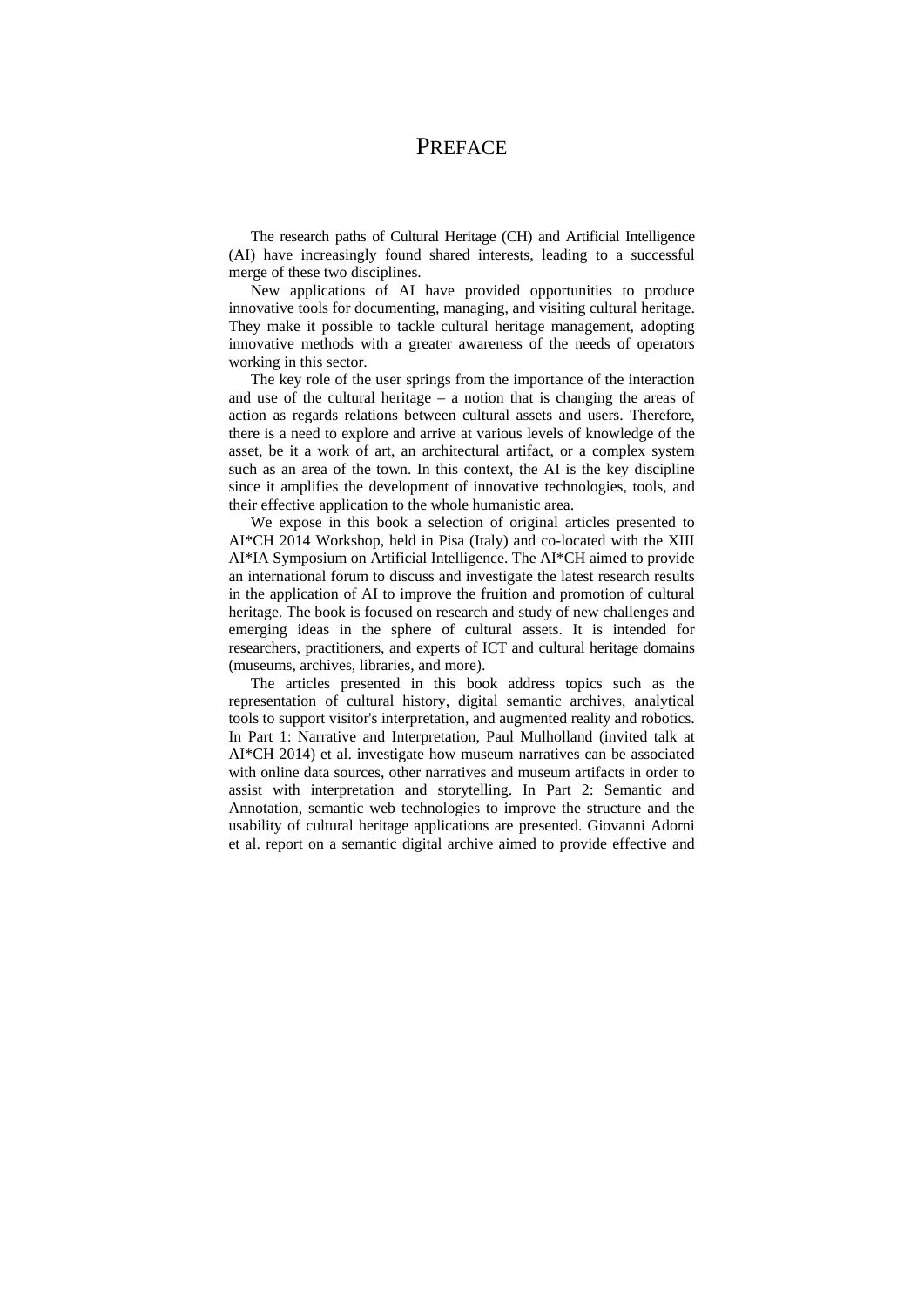# PREFACE

The research paths of Cultural Heritage (CH) and Artificial Intelligence (AI) have increasingly found shared interests, leading to a successful merge of these two disciplines.

New applications of AI have provided opportunities to produce innovative tools for documenting, managing, and visiting cultural heritage. They make it possible to tackle cultural heritage management, adopting innovative methods with a greater awareness of the needs of operators working in this sector.

The key role of the user springs from the importance of the interaction and use of the cultural heritage – a notion that is changing the areas of action as regards relations between cultural assets and users. Therefore, there is a need to explore and arrive at various levels of knowledge of the asset, be it a work of art, an architectural artifact, or a complex system such as an area of the town. In this context, the AI is the key discipline since it amplifies the development of innovative technologies, tools, and their effective application to the whole humanistic area.

We expose in this book a selection of original articles presented to AI*CH 2014 Workshop, held in Pisa (Italy) and co-located with the XIII AI*IA Symposium on Artificial Intelligence. The AI*CH aimed to provide an international forum to discuss and investigate the latest research results in the application of AI to improve the fruition and promotion of cultural heritage. The book is focused on research and study of new challenges and emerging ideas in the sphere of cultural assets. It is intended for researchers, practitioners, and experts of ICT and cultural heritage domains (museums, archives, libraries, and more).

The articles presented in this book address topics such as the representation of cultural history, digital semantic archives, analytical tools to support visitor's interpretation, and augmented reality and robotics. In Part 1: Narrative and Interpretation, Paul Mulholland (invited talk at AI*CH 2014) et al. investigate how museum narratives can be associated with online data sources, other narratives and museum artifacts in order to assist with interpretation and storytelling. In Part 2: Semantic and Annotation, semantic web technologies to improve the structure and the usability of cultural heritage applications are presented. Giovanni Adorni et al. report on a semantic digital archive aimed to provide effective and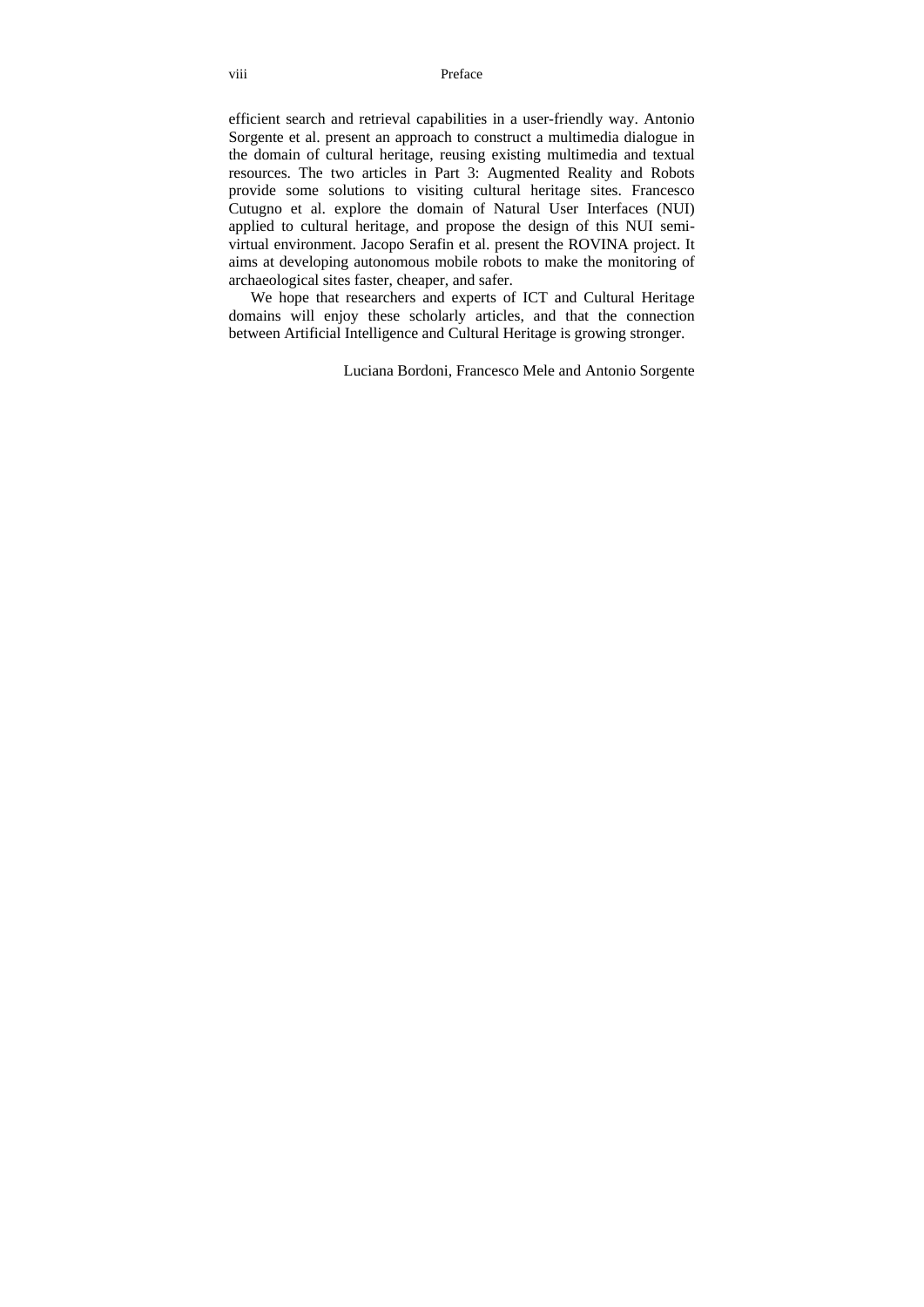efficient search and retrieval capabilities in a user-friendly way. Antonio Sorgente et al. present an approach to construct a multimedia dialogue in the domain of cultural heritage, reusing existing multimedia and textual resources. The two articles in Part 3: Augmented Reality and Robots provide some solutions to visiting cultural heritage sites. Francesco Cutugno et al. explore the domain of Natural User Interfaces (NUI) applied to cultural heritage, and propose the design of this NUI semi-virtual environment. Jacopo Serafin et al. present the ROVINA project. It aims at developing autonomous mobile robots to make the monitoring of archaeological sites faster, cheaper, and safer.

We hope that researchers and experts of ICT and Cultural Heritage domains will enjoy these scholarly articles, and that the connection between Artificial Intelligence and Cultural Heritage is growing stronger.

Luciana Bordoni, Francesco Mele and Antonio Sorgente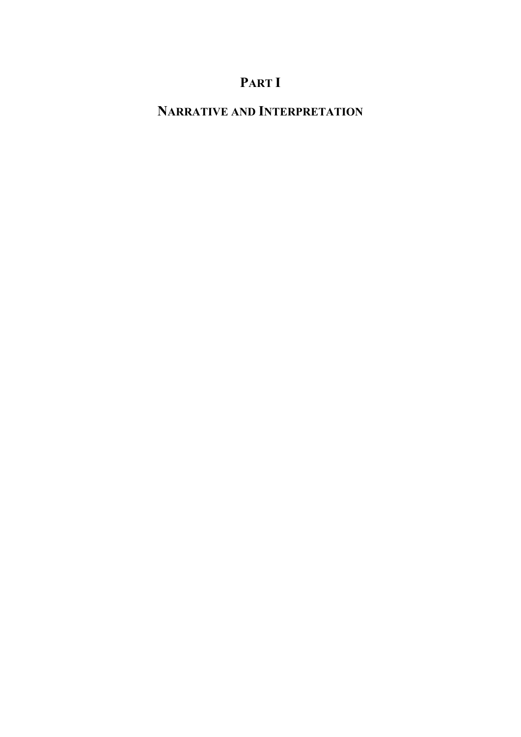# PART I

# NARRATIVE AND INTERPRETATION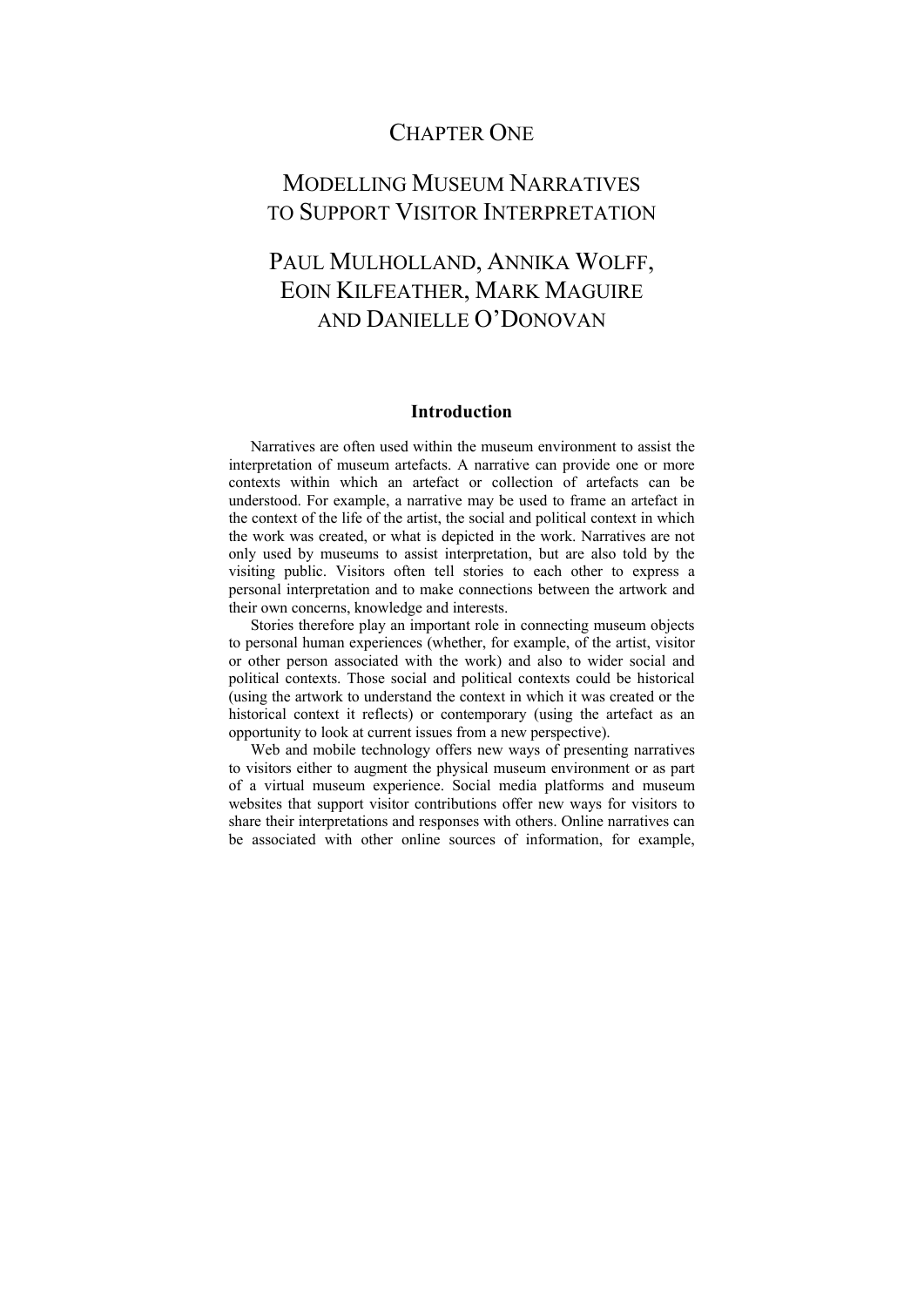# CHAPTER ONE

# MODELLING MUSEUM NARRATIVES TO SUPPORT VISITOR INTERPRETATION

## PAUL MULHOLLAND, ANNIKA WOLFF, EOIN KILFEATHER, MARK MAGUIRE AND DANIELLE O'DONOVAN

### Introduction

Narratives are often used within the museum environment to assist the interpretation of museum artefacts. A narrative can provide one or more contexts within which an artefact or collection of artefacts can be understood. For example, a narrative may be used to frame an artefact in the context of the life of the artist, the social and political context in which the work was created, or what is depicted in the work. Narratives are not only used by museums to assist interpretation, but are also told by the visiting public. Visitors often tell stories to each other to express a personal interpretation and to make connections between the artwork and their own concerns, knowledge and interests.

Stories therefore play an important role in connecting museum objects to personal human experiences (whether, for example, of the artist, visitor or other person associated with the work) and also to wider social and political contexts. Those social and political contexts could be historical (using the artwork to understand the context in which it was created or the historical context it reflects) or contemporary (using the artefact as an opportunity to look at current issues from a new perspective).

Web and mobile technology offers new ways of presenting narratives to visitors either to augment the physical museum environment or as part of a virtual museum experience. Social media platforms and museum websites that support visitor contributions offer new ways for visitors to share their interpretations and responses with others. Online narratives can be associated with other online sources of information, for example,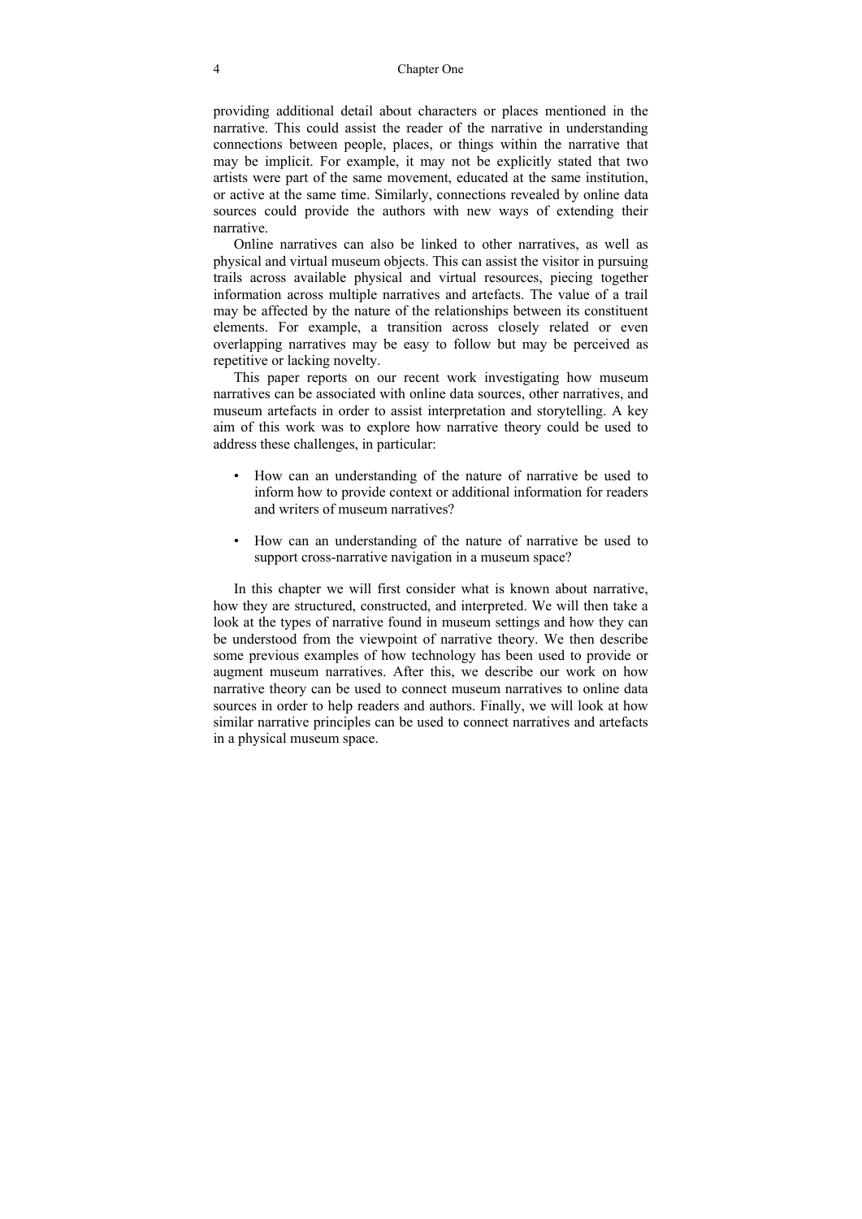providing additional detail about characters or places mentioned in the narrative. This could assist the reader of the narrative in understanding connections between people, places, or things within the narrative that may be implicit. For example, it may not be explicitly stated that two artists were part of the same movement, educated at the same institution, or active at the same time. Similarly, connections revealed by online data sources could provide the authors with new ways of extending their narrative.

Online narratives can also be linked to other narratives, as well as physical and virtual museum objects. This can assist the visitor in pursuing trails across available physical and virtual resources, piecing together information across multiple narratives and artefacts. The value of a trail may be affected by the nature of the relationships between its constituent elements. For example, a transition across closely related or even overlapping narratives may be easy to follow but may be perceived as repetitive or lacking novelty.

This paper reports on our recent work investigating how museum narratives can be associated with online data sources, other narratives, and museum artefacts in order to assist interpretation and storytelling. A key aim of this work was to explore how narrative theory could be used to address these challenges, in particular:

- How can an understanding of the nature of narrative be used to inform how to provide context or additional information for readers and writers of museum narratives?
- How can an understanding of the nature of narrative be used to support cross-narrative navigation in a museum space?

In this chapter we will first consider what is known about narrative, how they are structured, constructed, and interpreted. We will then take a look at the types of narrative found in museum settings and how they can be understood from the viewpoint of narrative theory. We then describe some previous examples of how technology has been used to provide or augment museum narratives. After this, we describe our work on how narrative theory can be used to connect museum narratives to online data sources in order to help readers and authors. Finally, we will look at how similar narrative principles can be used to connect narratives and artefacts in a physical museum space.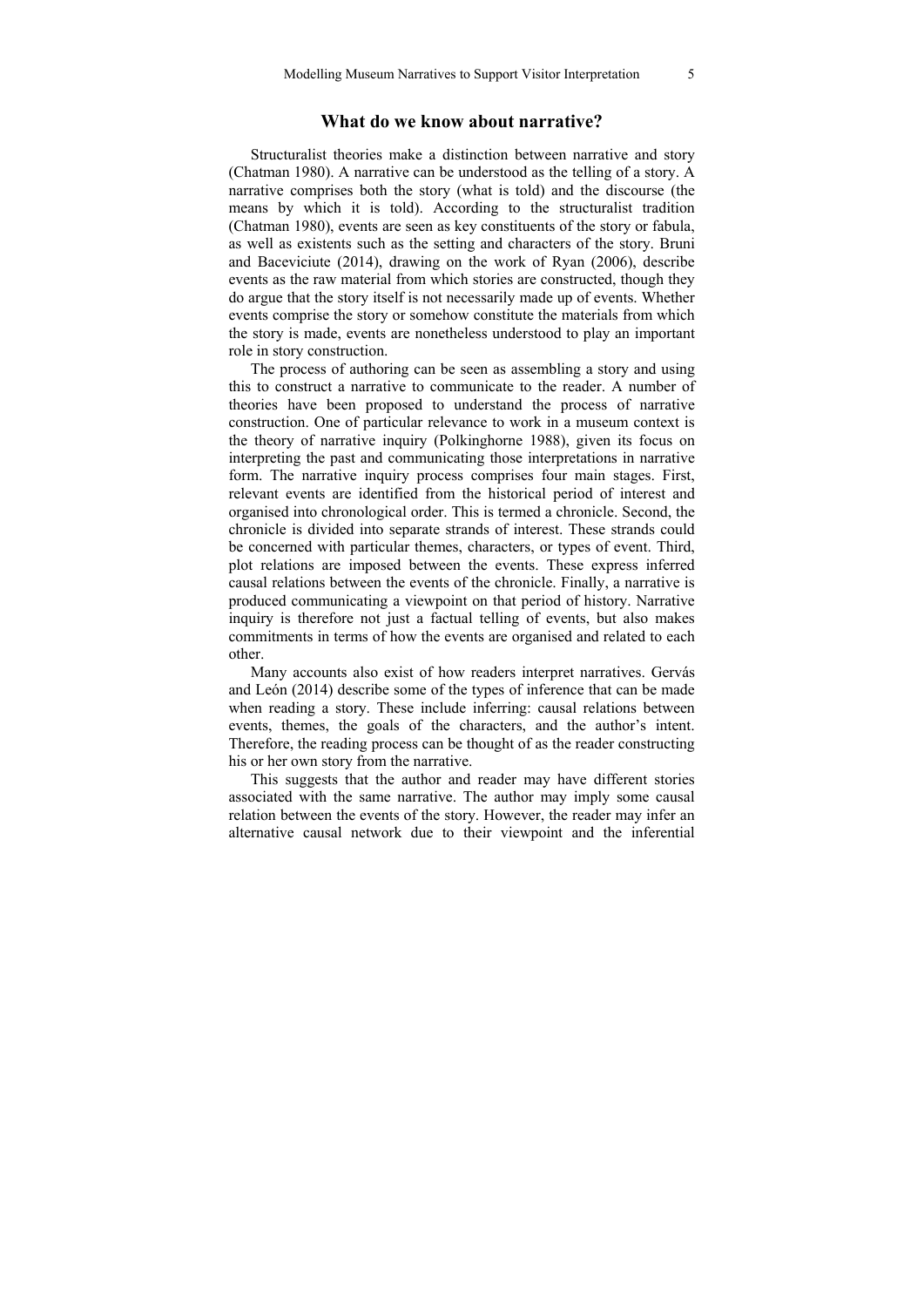## What do we know about narrative?

Structuralist theories make a distinction between narrative and story (Chatman 1980). A narrative can be understood as the telling of a story. A narrative comprises both the story (what is told) and the discourse (the means by which it is told). According to the structuralist tradition (Chatman 1980), events are seen as key constituents of the story or fabula, as well as existents such as the setting and characters of the story. Bruni and Baceviciute (2014), drawing on the work of Ryan (2006), describe events as the raw material from which stories are constructed, though they do argue that the story itself is not necessarily made up of events. Whether events comprise the story or somehow constitute the materials from which the story is made, events are nonetheless understood to play an important role in story construction.

The process of authoring can be seen as assembling a story and using this to construct a narrative to communicate to the reader. A number of theories have been proposed to understand the process of narrative construction. One of particular relevance to work in a museum context is the theory of narrative inquiry (Polkinghorne 1988), given its focus on interpreting the past and communicating those interpretations in narrative form. The narrative inquiry process comprises four main stages. First, relevant events are identified from the historical period of interest and organised into chronological order. This is termed a chronicle. Second, the chronicle is divided into separate strands of interest. These strands could be concerned with particular themes, characters, or types of event. Third, plot relations are imposed between the events. These express inferred causal relations between the events of the chronicle. Finally, a narrative is produced communicating a viewpoint on that period of history. Narrative inquiry is therefore not just a factual telling of events, but also makes commitments in terms of how the events are organised and related to each other.

Many accounts also exist of how readers interpret narratives. Gervás and León (2014) describe some of the types of inference that can be made when reading a story. These include inferring: causal relations between events, themes, the goals of the characters, and the author's intent. Therefore, the reading process can be thought of as the reader constructing his or her own story from the narrative.

This suggests that the author and reader may have different stories associated with the same narrative. The author may imply some causal relation between the events of the story. However, the reader may infer an alternative causal network due to their viewpoint and the inferential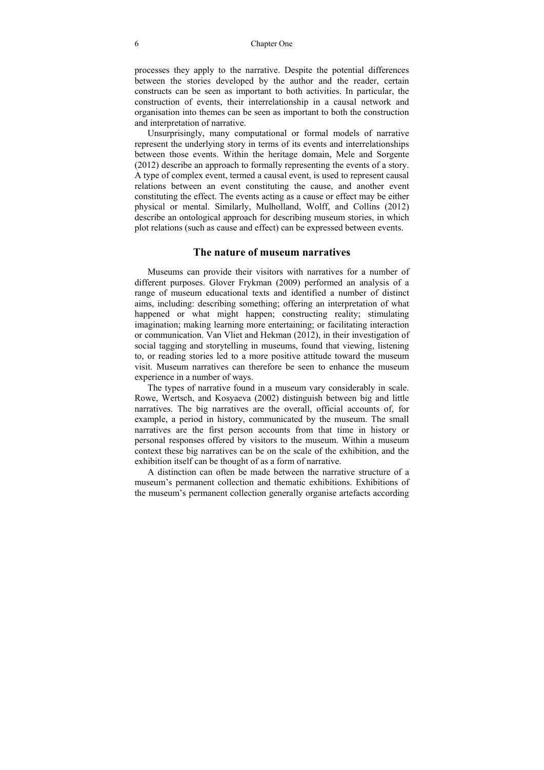processes they apply to the narrative. Despite the potential differences between the stories developed by the author and the reader, certain constructs can be seen as important to both activities. In particular, the construction of events, their interrelationship in a causal network and organisation into themes can be seen as important to both the construction and interpretation of narrative.

Unsurprisingly, many computational or formal models of narrative represent the underlying story in terms of its events and interrelationships between those events. Within the heritage domain, Mele and Sorgente (2012) describe an approach to formally representing the events of a story. A type of complex event, termed a causal event, is used to represent causal relations between an event constituting the cause, and another event constituting the effect. The events acting as a cause or effect may be either physical or mental. Similarly, Mulholland, Wolff, and Collins (2012) describe an ontological approach for describing museum stories, in which plot relations (such as cause and effect) can be expressed between events.

## The nature of museum narratives

Museums can provide their visitors with narratives for a number of different purposes. Glover Frykman (2009) performed an analysis of a range of museum educational texts and identified a number of distinct aims, including: describing something; offering an interpretation of what happened or what might happen; constructing reality; stimulating imagination; making learning more entertaining; or facilitating interaction or communication. Van Vliet and Hekman (2012), in their investigation of social tagging and storytelling in museums, found that viewing, listening to, or reading stories led to a more positive attitude toward the museum visit. Museum narratives can therefore be seen to enhance the museum experience in a number of ways.

The types of narrative found in a museum vary considerably in scale. Rowe, Wertsch, and Kosyaeva (2002) distinguish between big and little narratives. The big narratives are the overall, official accounts of, for example, a period in history, communicated by the museum. The small narratives are the first person accounts from that time in history or personal responses offered by visitors to the museum. Within a museum context these big narratives can be on the scale of the exhibition, and the exhibition itself can be thought of as a form of narrative.

A distinction can often be made between the narrative structure of a museum's permanent collection and thematic exhibitions. Exhibitions of the museum's permanent collection generally organise artefacts according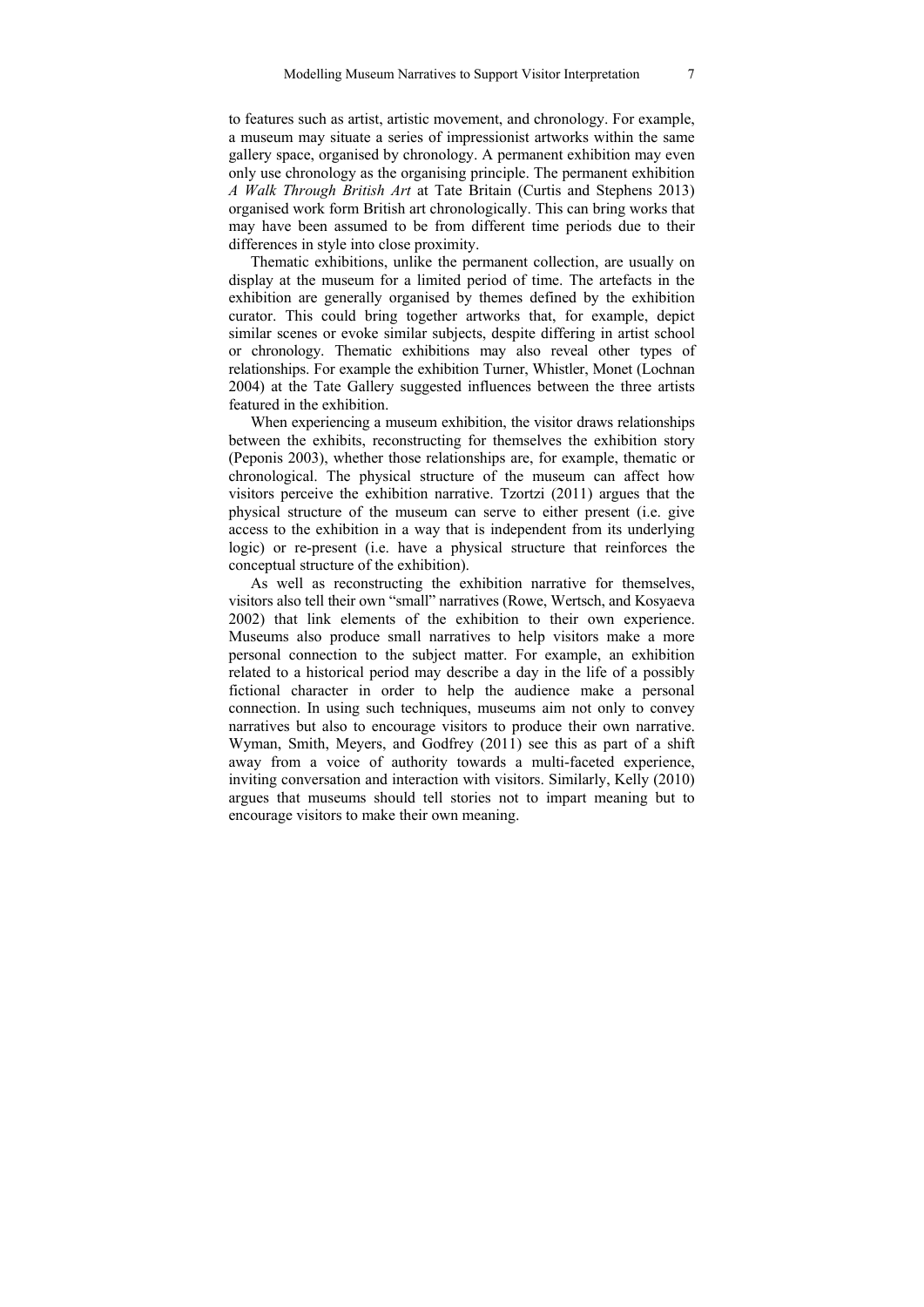to features such as artist, artistic movement, and chronology. For example, a museum may situate a series of impressionist artworks within the same gallery space, organised by chronology. A permanent exhibition may even only use chronology as the organising principle. The permanent exhibition *A Walk Through British Art* at Tate Britain (Curtis and Stephens 2013) organised work form British art chronologically. This can bring works that may have been assumed to be from different time periods due to their differences in style into close proximity.

Thematic exhibitions, unlike the permanent collection, are usually on display at the museum for a limited period of time. The artefacts in the exhibition are generally organised by themes defined by the exhibition curator. This could bring together artworks that, for example, depict similar scenes or evoke similar subjects, despite differing in artist school or chronology. Thematic exhibitions may also reveal other types of relationships. For example the exhibition Turner, Whistler, Monet (Lochnan 2004) at the Tate Gallery suggested influences between the three artists featured in the exhibition.

When experiencing a museum exhibition, the visitor draws relationships between the exhibits, reconstructing for themselves the exhibition story (Peponis 2003), whether those relationships are, for example, thematic or chronological. The physical structure of the museum can affect how visitors perceive the exhibition narrative. Tzortzi (2011) argues that the physical structure of the museum can serve to either present (i.e. give access to the exhibition in a way that is independent from its underlying logic) or re-present (i.e. have a physical structure that reinforces the conceptual structure of the exhibition).

As well as reconstructing the exhibition narrative for themselves, visitors also tell their own "small" narratives (Rowe, Wertsch, and Kosyaeva 2002) that link elements of the exhibition to their own experience. Museums also produce small narratives to help visitors make a more personal connection to the subject matter. For example, an exhibition related to a historical period may describe a day in the life of a possibly fictional character in order to help the audience make a personal connection. In using such techniques, museums aim not only to convey narratives but also to encourage visitors to produce their own narrative. Wyman, Smith, Meyers, and Godfrey (2011) see this as part of a shift away from a voice of authority towards a multi-faceted experience, inviting conversation and interaction with visitors. Similarly, Kelly (2010) argues that museums should tell stories not to impart meaning but to encourage visitors to make their own meaning.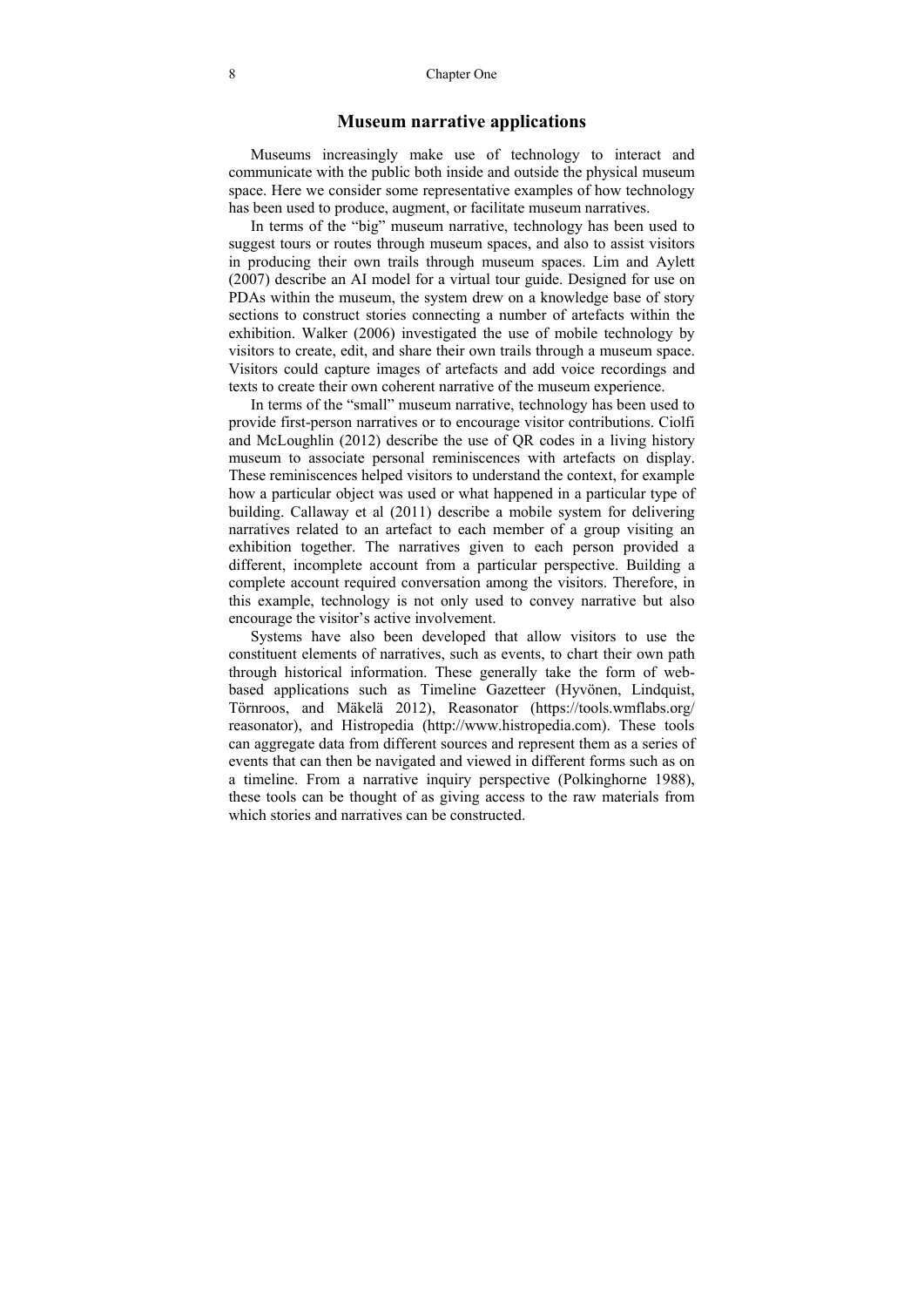## Museum narrative applications

Museums increasingly make use of technology to interact and communicate with the public both inside and outside the physical museum space. Here we consider some representative examples of how technology has been used to produce, augment, or facilitate museum narratives.

In terms of the "big" museum narrative, technology has been used to suggest tours or routes through museum spaces, and also to assist visitors in producing their own trails through museum spaces. Lim and Aylett (2007) describe an AI model for a virtual tour guide. Designed for use on PDAs within the museum, the system drew on a knowledge base of story sections to construct stories connecting a number of artefacts within the exhibition. Walker (2006) investigated the use of mobile technology by visitors to create, edit, and share their own trails through a museum space. Visitors could capture images of artefacts and add voice recordings and texts to create their own coherent narrative of the museum experience.

In terms of the "small" museum narrative, technology has been used to provide first-person narratives or to encourage visitor contributions. Ciolfi and McLoughlin (2012) describe the use of QR codes in a living history museum to associate personal reminiscences with artefacts on display. These reminiscences helped visitors to understand the context, for example how a particular object was used or what happened in a particular type of building. Callaway et al (2011) describe a mobile system for delivering narratives related to an artefact to each member of a group visiting an exhibition together. The narratives given to each person provided a different, incomplete account from a particular perspective. Building a complete account required conversation among the visitors. Therefore, in this example, technology is not only used to convey narrative but also encourage the visitor's active involvement.

Systems have also been developed that allow visitors to use the constituent elements of narratives, such as events, to chart their own path through historical information. These generally take the form of web-based applications such as Timeline Gazetteer (Hyvönen, Lindquist, Törnroos, and Mäkelä 2012), Reasonator (https://tools.wmflabs.org/reasonator), and Histropedia (http://www.histropedia.com). These tools can aggregate data from different sources and represent them as a series of events that can then be navigated and viewed in different forms such as on a timeline. From a narrative inquiry perspective (Polkinghorne 1988), these tools can be thought of as giving access to the raw materials from which stories and narratives can be constructed.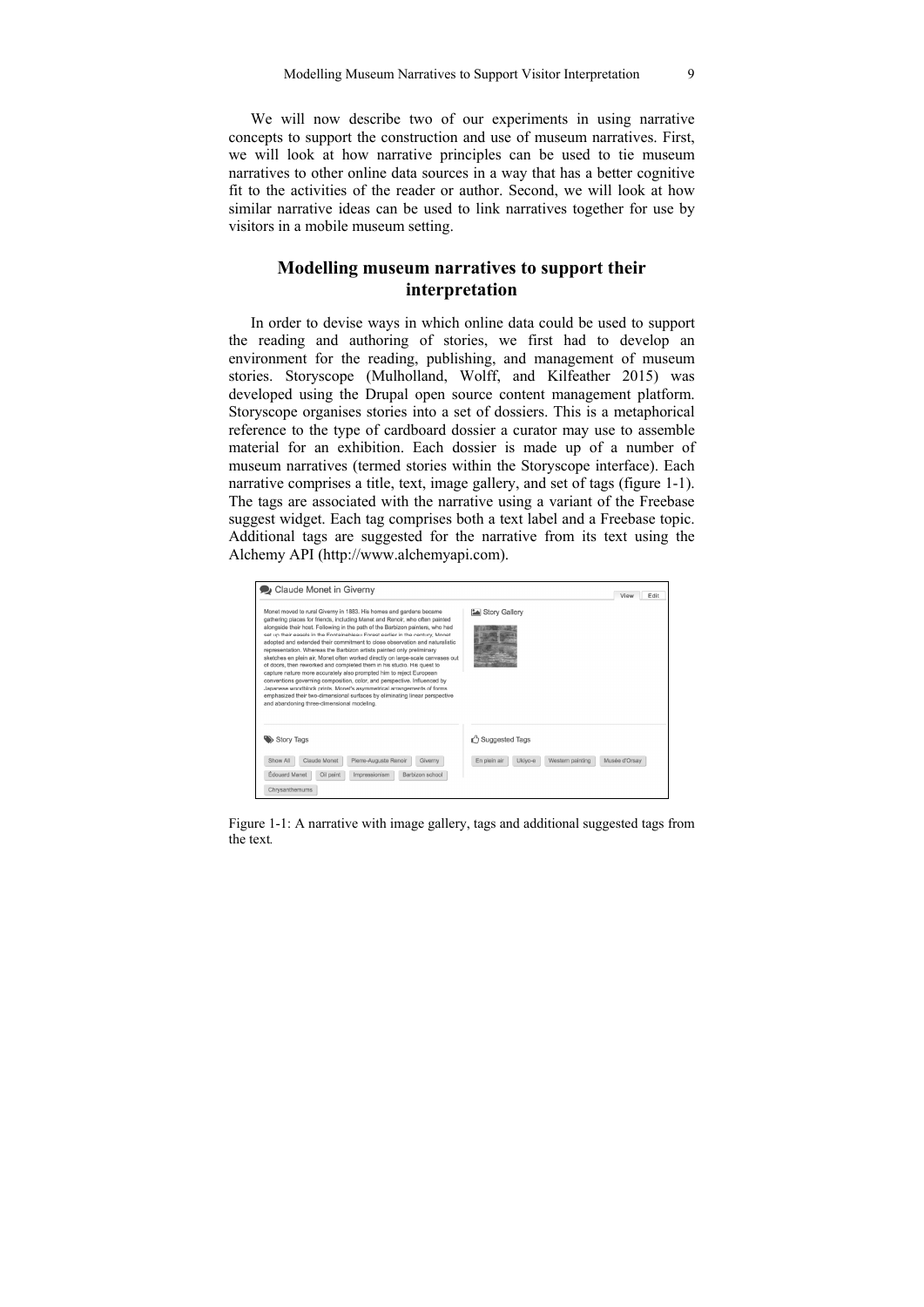We will now describe two of our experiments in using narrative concepts to support the construction and use of museum narratives. First, we will look at how narrative principles can be used to tie museum narratives to other online data sources in a way that has a better cognitive fit to the activities of the reader or author. Second, we will look at how similar narrative ideas can be used to link narratives together for use by visitors in a mobile museum setting.

## Modelling museum narratives to support their interpretation

In order to devise ways in which online data could be used to support the reading and authoring of stories, we first had to develop an environment for the reading, publishing, and management of museum stories. Storyscope (Mulholland, Wolff, and Kilfeather 2015) was developed using the Drupal open source content management platform. Storyscope organises stories into a set of dossiers. This is a metaphorical reference to the type of cardboard dossier a curator may use to assemble material for an exhibition. Each dossier is made up of a number of museum narratives (termed stories within the Storyscope interface). Each narrative comprises a title, text, image gallery, and set of tags (figure 1-1). The tags are associated with the narrative using a variant of the Freebase suggest widget. Each tag comprises both a text label and a Freebase topic. Additional tags are suggested for the narrative from its text using the Alchemy API (http://www.alchemyapi.com).

Figure 1-1: A narrative with image gallery, tags and additional suggested tags from the text.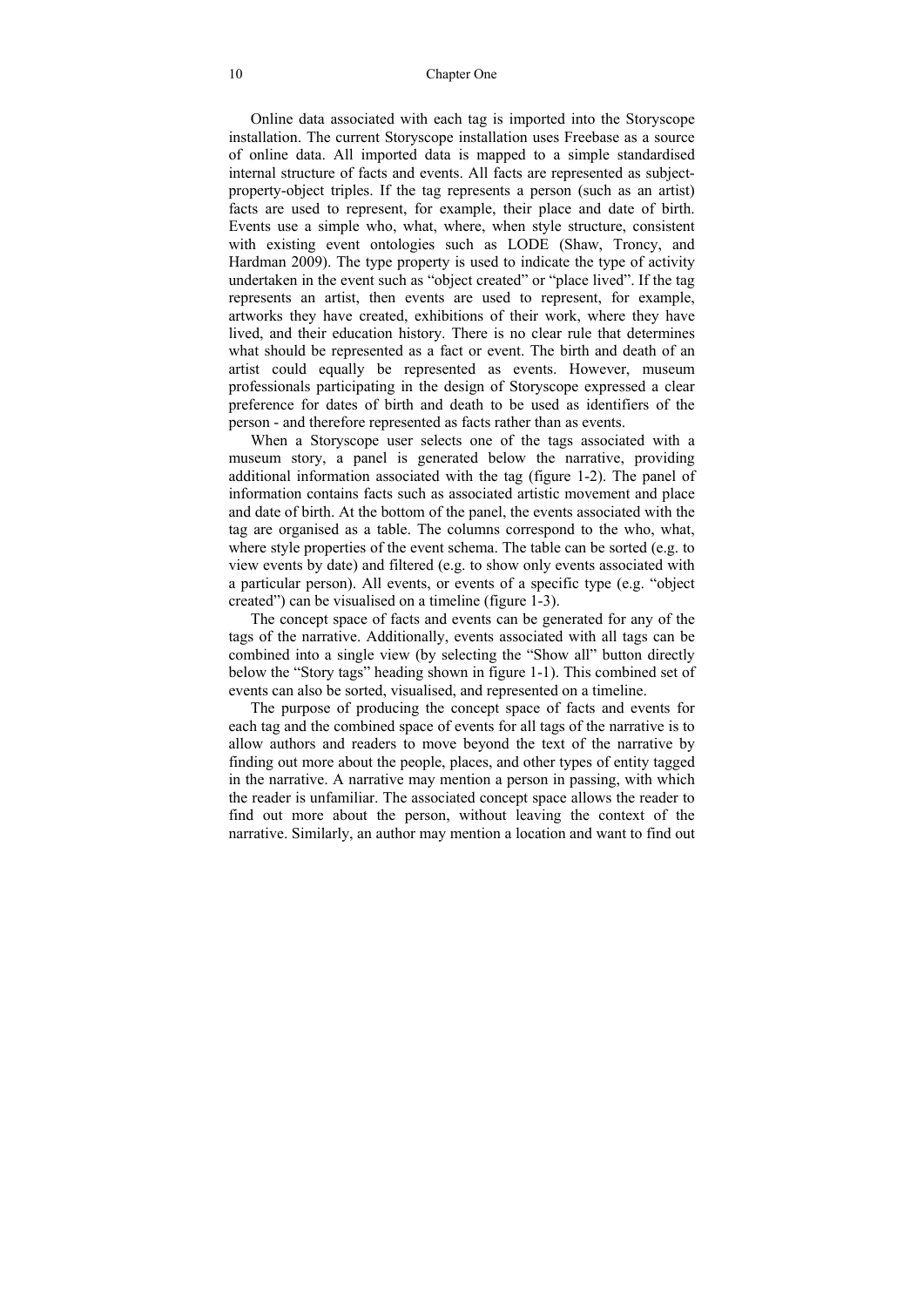Online data associated with each tag is imported into the Storyscope installation. The current Storyscope installation uses Freebase as a source of online data. All imported data is mapped to a simple standardised internal structure of facts and events. All facts are represented as subject-property-object triples. If the tag represents a person (such as an artist) facts are used to represent, for example, their place and date of birth. Events use a simple who, what, where, when style structure, consistent with existing event ontologies such as LODE (Shaw, Troncy, and Hardman 2009). The type property is used to indicate the type of activity undertaken in the event such as "object created" or "place lived". If the tag represents an artist, then events are used to represent, for example, artworks they have created, exhibitions of their work, where they have lived, and their education history. There is no clear rule that determines what should be represented as a fact or event. The birth and death of an artist could equally be represented as events. However, museum professionals participating in the design of Storyscope expressed a clear preference for dates of birth and death to be used as identifiers of the person - and therefore represented as facts rather than as events.

When a Storyscope user selects one of the tags associated with a museum story, a panel is generated below the narrative, providing additional information associated with the tag (figure 1-2). The panel of information contains facts such as associated artistic movement and place and date of birth. At the bottom of the panel, the events associated with the tag are organised as a table. The columns correspond to the who, what, where style properties of the event schema. The table can be sorted (e.g. to view events by date) and filtered (e.g. to show only events associated with a particular person). All events, or events of a specific type (e.g. "object created") can be visualised on a timeline (figure 1-3).

The concept space of facts and events can be generated for any of the tags of the narrative. Additionally, events associated with all tags can be combined into a single view (by selecting the "Show all" button directly below the "Story tags" heading shown in figure 1-1). This combined set of events can also be sorted, visualised, and represented on a timeline.

The purpose of producing the concept space of facts and events for each tag and the combined space of events for all tags of the narrative is to allow authors and readers to move beyond the text of the narrative by finding out more about the people, places, and other types of entity tagged in the narrative. A narrative may mention a person in passing, with which the reader is unfamiliar. The associated concept space allows the reader to find out more about the person, without leaving the context of the narrative. Similarly, an author may mention a location and want to find out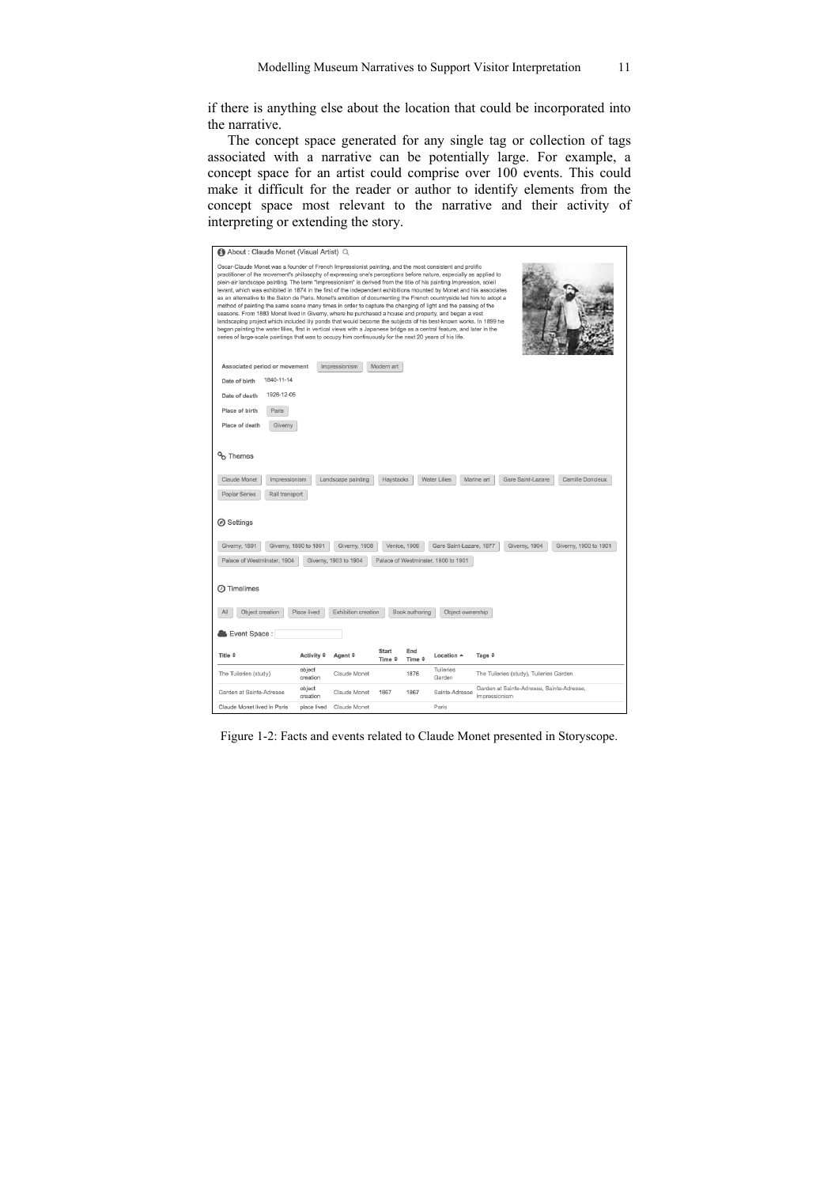if there is anything else about the location that could be incorporated into the narrative.

The concept space generated for any single tag or collection of tags associated with a narrative can be potentially large. For example, a concept space for an artist could comprise over 100 events. This could make it difficult for the reader or author to identify elements from the concept space most relevant to the narrative and their activity of interpreting or extending the story.

Figure 1-2: Facts and events related to Claude Monet presented in Storyscope.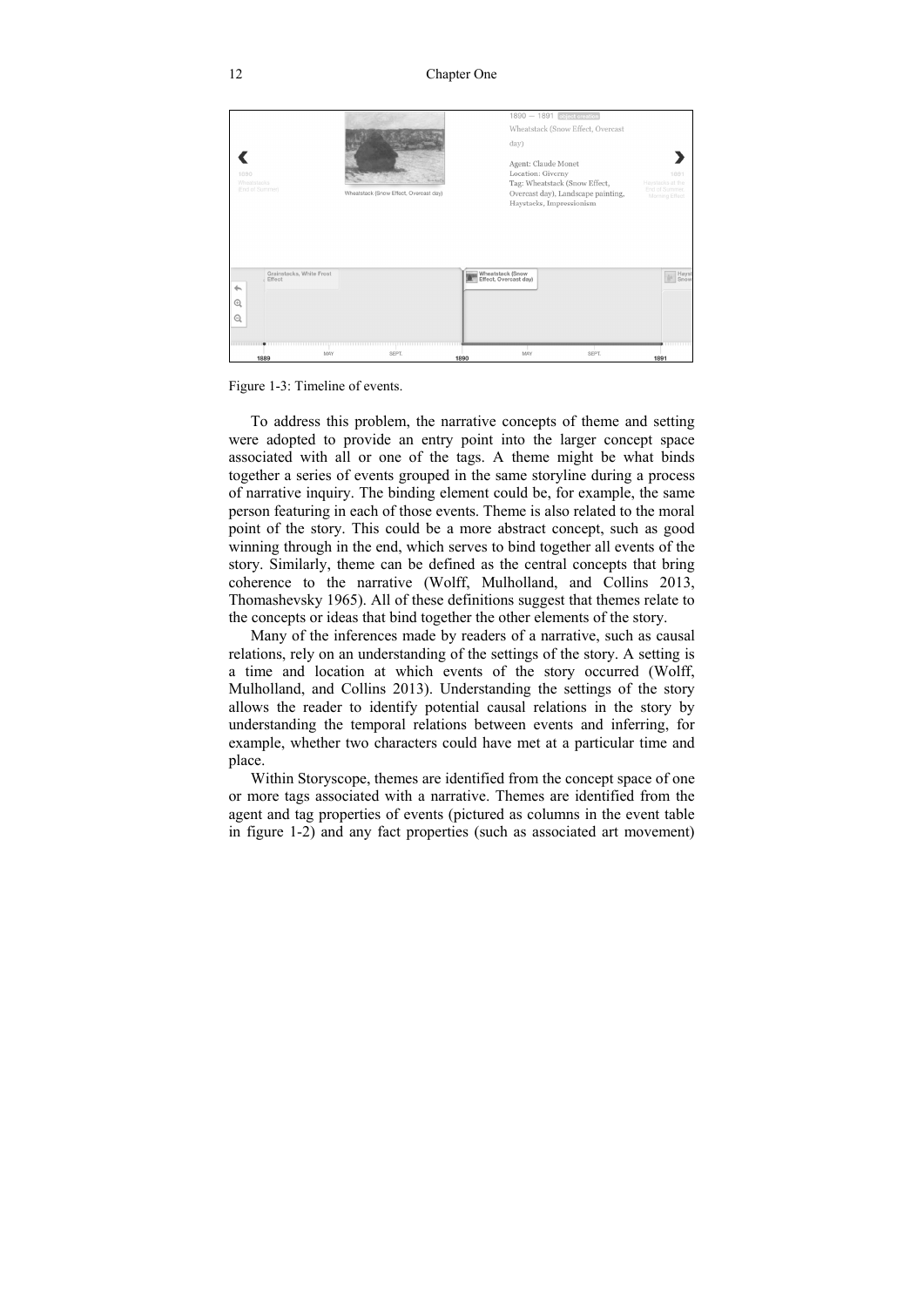Figure 1-3: Timeline of events.

To address this problem, the narrative concepts of theme and setting were adopted to provide an entry point into the larger concept space associated with all or one of the tags. A theme might be what binds together a series of events grouped in the same storyline during a process of narrative inquiry. The binding element could be, for example, the same person featuring in each of those events. Theme is also related to the moral point of the story. This could be a more abstract concept, such as good winning through in the end, which serves to bind together all events of the story. Similarly, theme can be defined as the central concepts that bring coherence to the narrative (Wolff, Mulholland, and Collins 2013, Thomashevsky 1965). All of these definitions suggest that themes relate to the concepts or ideas that bind together the other elements of the story.

Many of the inferences made by readers of a narrative, such as causal relations, rely on an understanding of the settings of the story. A setting is a time and location at which events of the story occurred (Wolff, Mulholland, and Collins 2013). Understanding the settings of the story allows the reader to identify potential causal relations in the story by understanding the temporal relations between events and inferring, for example, whether two characters could have met at a particular time and place.

Within Storyscope, themes are identified from the concept space of one or more tags associated with a narrative. Themes are identified from the agent and tag properties of events (pictured as columns in the event table in figure 1-2) and any fact properties (such as associated art movement)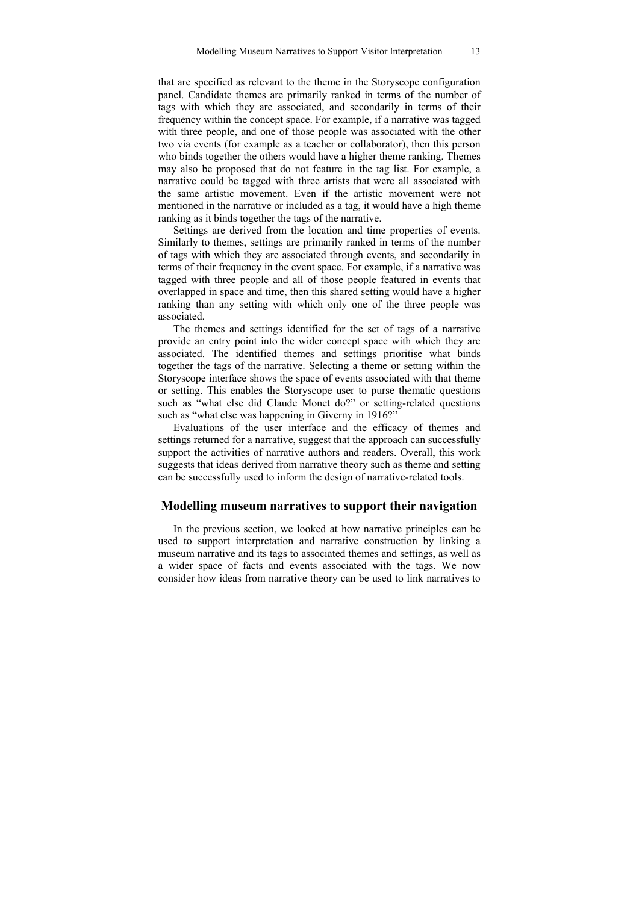that are specified as relevant to the theme in the Storyscope configuration panel. Candidate themes are primarily ranked in terms of the number of tags with which they are associated, and secondarily in terms of their frequency within the concept space. For example, if a narrative was tagged with three people, and one of those people was associated with the other two via events (for example as a teacher or collaborator), then this person who binds together the others would have a higher theme ranking. Themes may also be proposed that do not feature in the tag list. For example, a narrative could be tagged with three artists that were all associated with the same artistic movement. Even if the artistic movement were not mentioned in the narrative or included as a tag, it would have a high theme ranking as it binds together the tags of the narrative.

Settings are derived from the location and time properties of events. Similarly to themes, settings are primarily ranked in terms of the number of tags with which they are associated through events, and secondarily in terms of their frequency in the event space. For example, if a narrative was tagged with three people and all of those people featured in events that overlapped in space and time, then this shared setting would have a higher ranking than any setting with which only one of the three people was associated.

The themes and settings identified for the set of tags of a narrative provide an entry point into the wider concept space with which they are associated. The identified themes and settings prioritise what binds together the tags of the narrative. Selecting a theme or setting within the Storyscope interface shows the space of events associated with that theme or setting. This enables the Storyscope user to purse thematic questions such as "what else did Claude Monet do?" or setting-related questions such as "what else was happening in Giverny in 1916?"

Evaluations of the user interface and the efficacy of themes and settings returned for a narrative, suggest that the approach can successfully support the activities of narrative authors and readers. Overall, this work suggests that ideas derived from narrative theory such as theme and setting can be successfully used to inform the design of narrative-related tools.

## Modelling museum narratives to support their navigation

In the previous section, we looked at how narrative principles can be used to support interpretation and narrative construction by linking a museum narrative and its tags to associated themes and settings, as well as a wider space of facts and events associated with the tags. We now consider how ideas from narrative theory can be used to link narratives to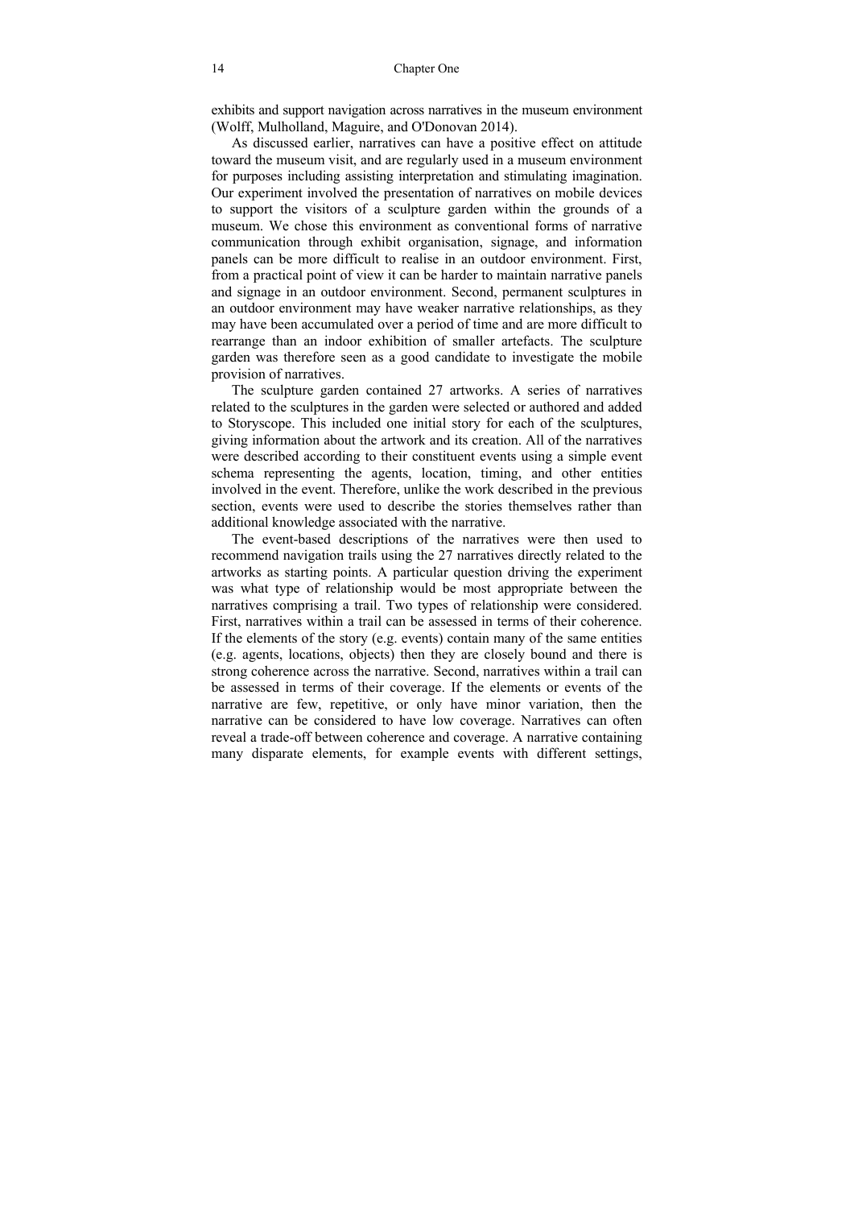exhibits and support navigation across narratives in the museum environment (Wolff, Mulholland, Maguire, and O'Donovan 2014).

As discussed earlier, narratives can have a positive effect on attitude toward the museum visit, and are regularly used in a museum environment for purposes including assisting interpretation and stimulating imagination. Our experiment involved the presentation of narratives on mobile devices to support the visitors of a sculpture garden within the grounds of a museum. We chose this environment as conventional forms of narrative communication through exhibit organisation, signage, and information panels can be more difficult to realise in an outdoor environment. First, from a practical point of view it can be harder to maintain narrative panels and signage in an outdoor environment. Second, permanent sculptures in an outdoor environment may have weaker narrative relationships, as they may have been accumulated over a period of time and are more difficult to rearrange than an indoor exhibition of smaller artefacts. The sculpture garden was therefore seen as a good candidate to investigate the mobile provision of narratives.

The sculpture garden contained 27 artworks. A series of narratives related to the sculptures in the garden were selected or authored and added to Storyscope. This included one initial story for each of the sculptures, giving information about the artwork and its creation. All of the narratives were described according to their constituent events using a simple event schema representing the agents, location, timing, and other entities involved in the event. Therefore, unlike the work described in the previous section, events were used to describe the stories themselves rather than additional knowledge associated with the narrative.

The event-based descriptions of the narratives were then used to recommend navigation trails using the 27 narratives directly related to the artworks as starting points. A particular question driving the experiment was what type of relationship would be most appropriate between the narratives comprising a trail. Two types of relationship were considered. First, narratives within a trail can be assessed in terms of their coherence. If the elements of the story (e.g. events) contain many of the same entities (e.g. agents, locations, objects) then they are closely bound and there is strong coherence across the narrative. Second, narratives within a trail can be assessed in terms of their coverage. If the elements or events of the narrative are few, repetitive, or only have minor variation, then the narrative can be considered to have low coverage. Narratives can often reveal a trade-off between coherence and coverage. A narrative containing many disparate elements, for example events with different settings,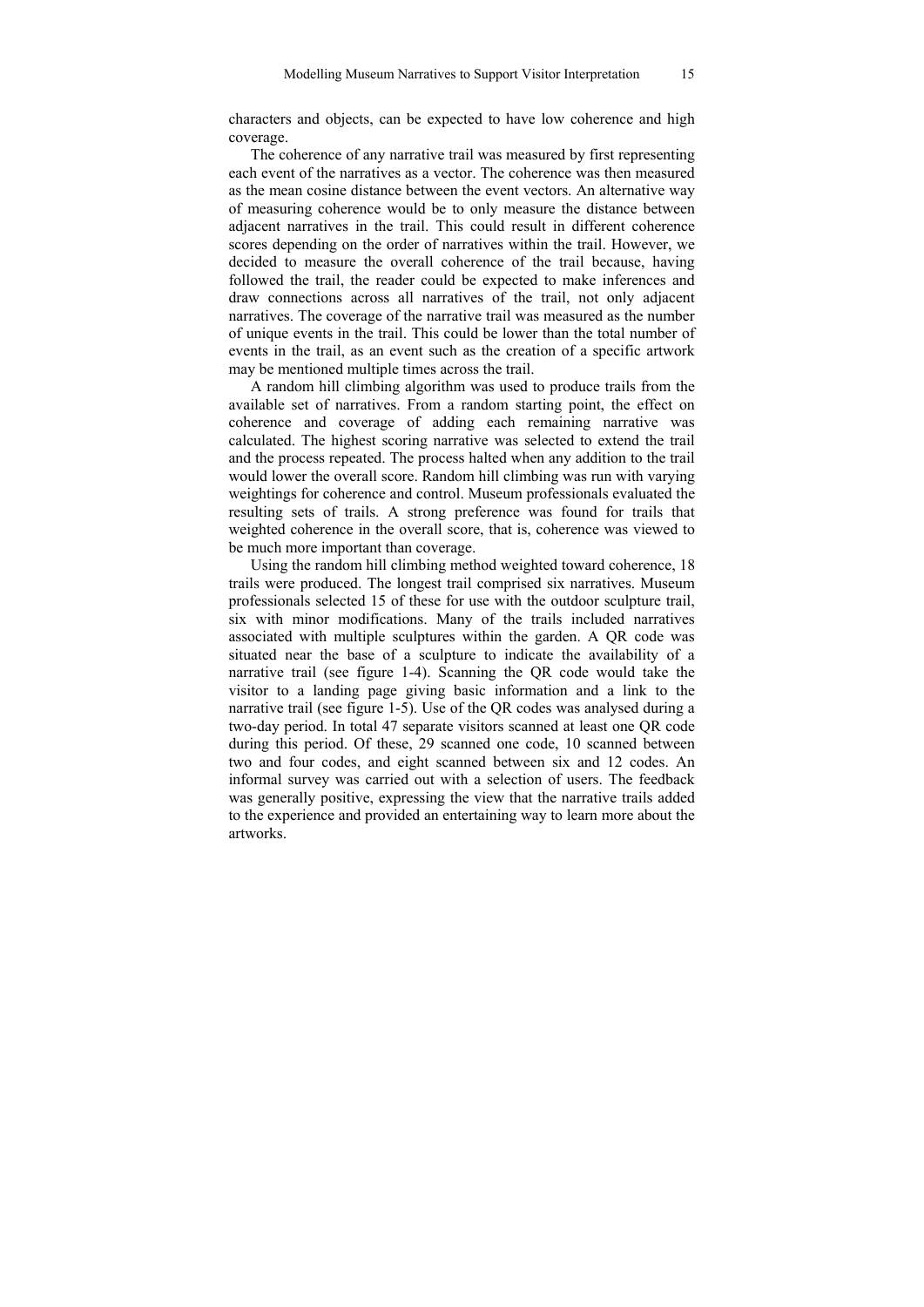characters and objects, can be expected to have low coherence and high coverage.

The coherence of any narrative trail was measured by first representing each event of the narratives as a vector. The coherence was then measured as the mean cosine distance between the event vectors. An alternative way of measuring coherence would be to only measure the distance between adjacent narratives in the trail. This could result in different coherence scores depending on the order of narratives within the trail. However, we decided to measure the overall coherence of the trail because, having followed the trail, the reader could be expected to make inferences and draw connections across all narratives of the trail, not only adjacent narratives. The coverage of the narrative trail was measured as the number of unique events in the trail. This could be lower than the total number of events in the trail, as an event such as the creation of a specific artwork may be mentioned multiple times across the trail.

A random hill climbing algorithm was used to produce trails from the available set of narratives. From a random starting point, the effect on coherence and coverage of adding each remaining narrative was calculated. The highest scoring narrative was selected to extend the trail and the process repeated. The process halted when any addition to the trail would lower the overall score. Random hill climbing was run with varying weightings for coherence and control. Museum professionals evaluated the resulting sets of trails. A strong preference was found for trails that weighted coherence in the overall score, that is, coherence was viewed to be much more important than coverage.

Using the random hill climbing method weighted toward coherence, 18 trails were produced. The longest trail comprised six narratives. Museum professionals selected 15 of these for use with the outdoor sculpture trail, six with minor modifications. Many of the trails included narratives associated with multiple sculptures within the garden. A QR code was situated near the base of a sculpture to indicate the availability of a narrative trail (see figure 1-4). Scanning the QR code would take the visitor to a landing page giving basic information and a link to the narrative trail (see figure 1-5). Use of the QR codes was analysed during a two-day period. In total 47 separate visitors scanned at least one QR code during this period. Of these, 29 scanned one code, 10 scanned between two and four codes, and eight scanned between six and 12 codes. An informal survey was carried out with a selection of users. The feedback was generally positive, expressing the view that the narrative trails added to the experience and provided an entertaining way to learn more about the artworks.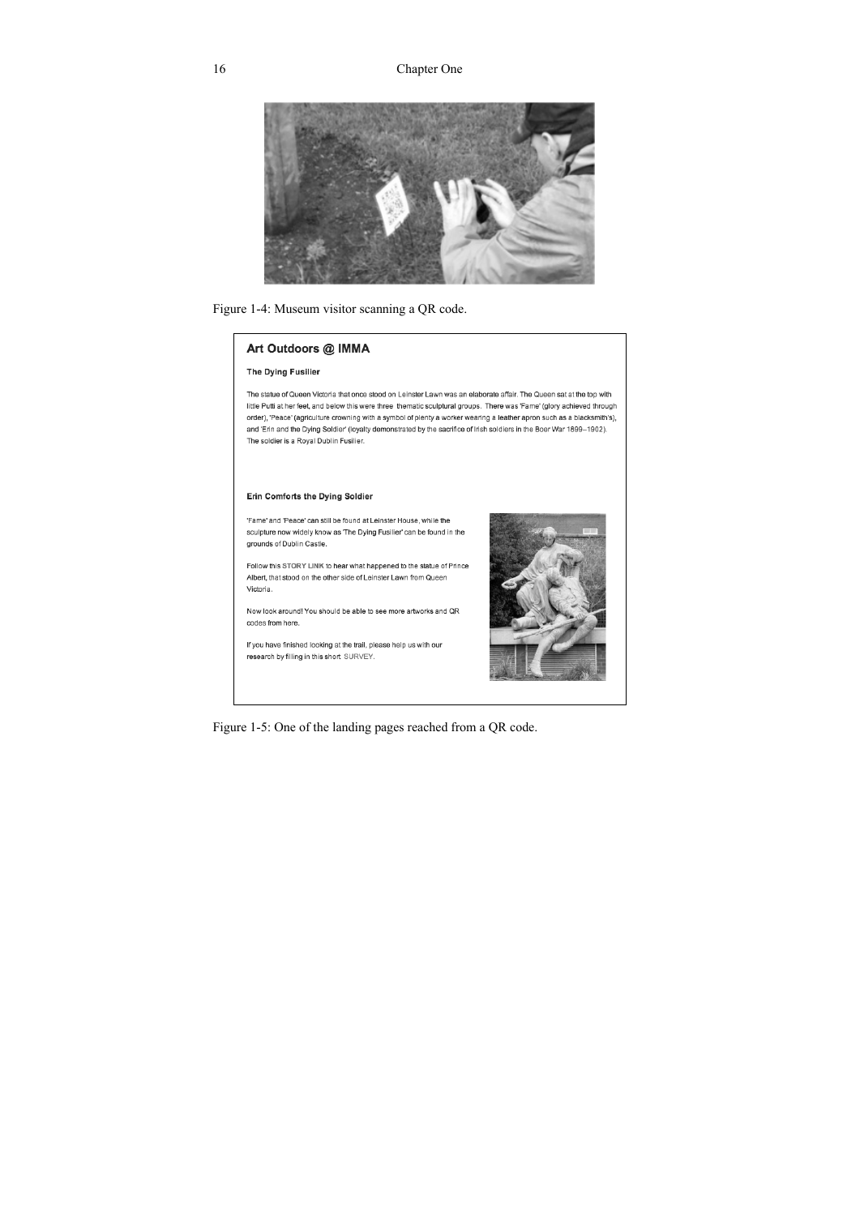Figure 1-4: Museum visitor scanning a QR code.

Figure 1-5: One of the landing pages reached from a QR code.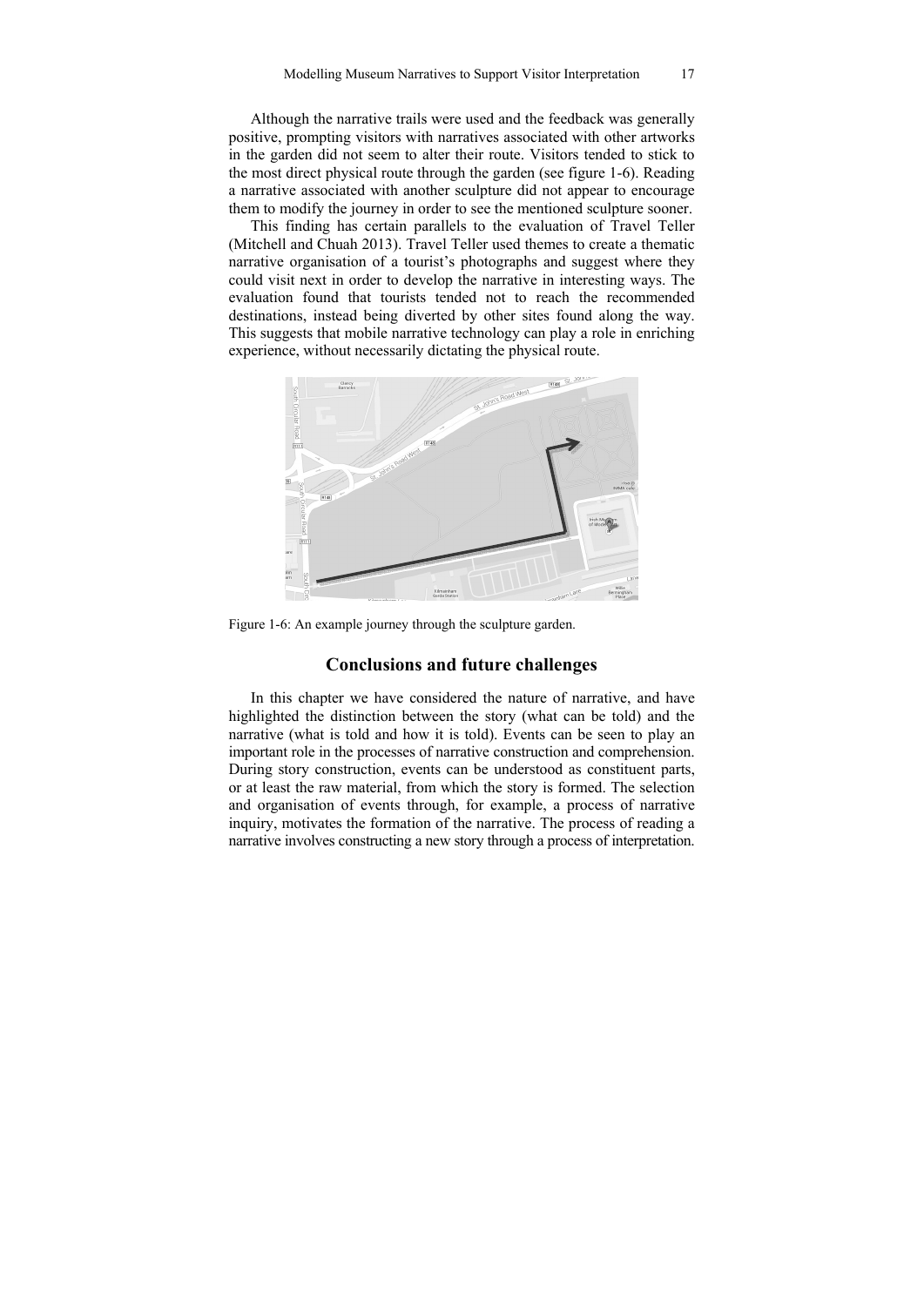Although the narrative trails were used and the feedback was generally positive, prompting visitors with narratives associated with other artworks in the garden did not seem to alter their route. Visitors tended to stick to the most direct physical route through the garden (see figure 1-6). Reading a narrative associated with another sculpture did not appear to encourage them to modify the journey in order to see the mentioned sculpture sooner.

This finding has certain parallels to the evaluation of Travel Teller (Mitchell and Chuah 2013). Travel Teller used themes to create a thematic narrative organisation of a tourist's photographs and suggest where they could visit next in order to develop the narrative in interesting ways. The evaluation found that tourists tended not to reach the recommended destinations, instead being diverted by other sites found along the way. This suggests that mobile narrative technology can play a role in enriching experience, without necessarily dictating the physical route.

Figure 1-6: An example journey through the sculpture garden.

## Conclusions and future challenges

In this chapter we have considered the nature of narrative, and have highlighted the distinction between the story (what can be told) and the narrative (what is told and how it is told). Events can be seen to play an important role in the processes of narrative construction and comprehension. During story construction, events can be understood as constituent parts, or at least the raw material, from which the story is formed. The selection and organisation of events through, for example, a process of narrative inquiry, motivates the formation of the narrative. The process of reading a narrative involves constructing a new story through a process of interpretation.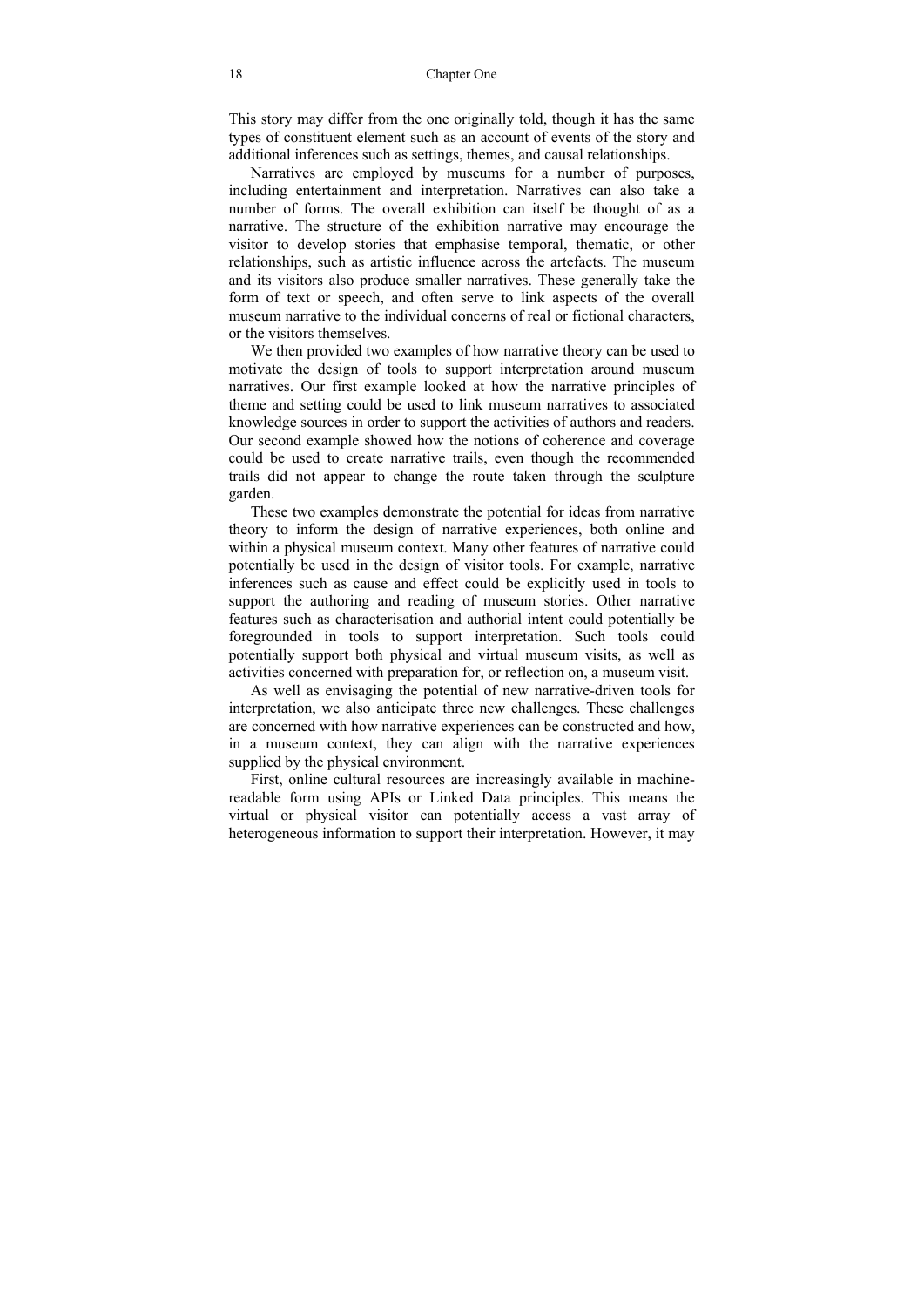This story may differ from the one originally told, though it has the same types of constituent element such as an account of events of the story and additional inferences such as settings, themes, and causal relationships.

Narratives are employed by museums for a number of purposes, including entertainment and interpretation. Narratives can also take a number of forms. The overall exhibition can itself be thought of as a narrative. The structure of the exhibition narrative may encourage the visitor to develop stories that emphasise temporal, thematic, or other relationships, such as artistic influence across the artefacts. The museum and its visitors also produce smaller narratives. These generally take the form of text or speech, and often serve to link aspects of the overall museum narrative to the individual concerns of real or fictional characters, or the visitors themselves.

We then provided two examples of how narrative theory can be used to motivate the design of tools to support interpretation around museum narratives. Our first example looked at how the narrative principles of theme and setting could be used to link museum narratives to associated knowledge sources in order to support the activities of authors and readers. Our second example showed how the notions of coherence and coverage could be used to create narrative trails, even though the recommended trails did not appear to change the route taken through the sculpture garden.

These two examples demonstrate the potential for ideas from narrative theory to inform the design of narrative experiences, both online and within a physical museum context. Many other features of narrative could potentially be used in the design of visitor tools. For example, narrative inferences such as cause and effect could be explicitly used in tools to support the authoring and reading of museum stories. Other narrative features such as characterisation and authorial intent could potentially be foregrounded in tools to support interpretation. Such tools could potentially support both physical and virtual museum visits, as well as activities concerned with preparation for, or reflection on, a museum visit.

As well as envisaging the potential of new narrative-driven tools for interpretation, we also anticipate three new challenges. These challenges are concerned with how narrative experiences can be constructed and how, in a museum context, they can align with the narrative experiences supplied by the physical environment.

First, online cultural resources are increasingly available in machine-readable form using APIs or Linked Data principles. This means the virtual or physical visitor can potentially access a vast array of heterogeneous information to support their interpretation. However, it may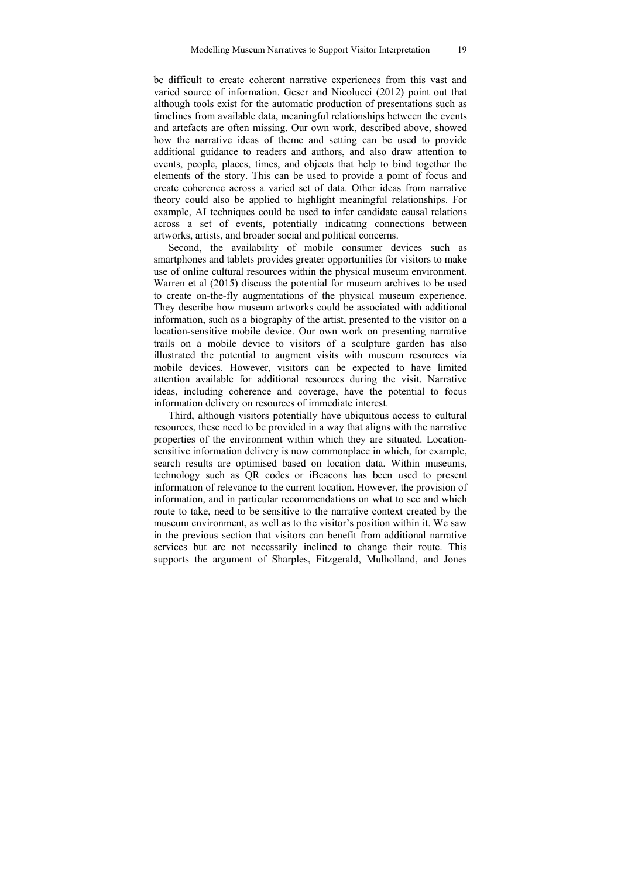be difficult to create coherent narrative experiences from this vast and varied source of information. Geser and Nicolucci (2012) point out that although tools exist for the automatic production of presentations such as timelines from available data, meaningful relationships between the events and artefacts are often missing. Our own work, described above, showed how the narrative ideas of theme and setting can be used to provide additional guidance to readers and authors, and also draw attention to events, people, places, times, and objects that help to bind together the elements of the story. This can be used to provide a point of focus and create coherence across a varied set of data. Other ideas from narrative theory could also be applied to highlight meaningful relationships. For example, AI techniques could be used to infer candidate causal relations across a set of events, potentially indicating connections between artworks, artists, and broader social and political concerns.

Second, the availability of mobile consumer devices such as smartphones and tablets provides greater opportunities for visitors to make use of online cultural resources within the physical museum environment. Warren et al (2015) discuss the potential for museum archives to be used to create on-the-fly augmentations of the physical museum experience. They describe how museum artworks could be associated with additional information, such as a biography of the artist, presented to the visitor on a location-sensitive mobile device. Our own work on presenting narrative trails on a mobile device to visitors of a sculpture garden has also illustrated the potential to augment visits with museum resources via mobile devices. However, visitors can be expected to have limited attention available for additional resources during the visit. Narrative ideas, including coherence and coverage, have the potential to focus information delivery on resources of immediate interest.

Third, although visitors potentially have ubiquitous access to cultural resources, these need to be provided in a way that aligns with the narrative properties of the environment within which they are situated. Location-sensitive information delivery is now commonplace in which, for example, search results are optimised based on location data. Within museums, technology such as QR codes or iBeacons has been used to present information of relevance to the current location. However, the provision of information, and in particular recommendations on what to see and which route to take, need to be sensitive to the narrative context created by the museum environment, as well as to the visitor's position within it. We saw in the previous section that visitors can benefit from additional narrative services but are not necessarily inclined to change their route. This supports the argument of Sharples, Fitzgerald, Mulholland, and Jones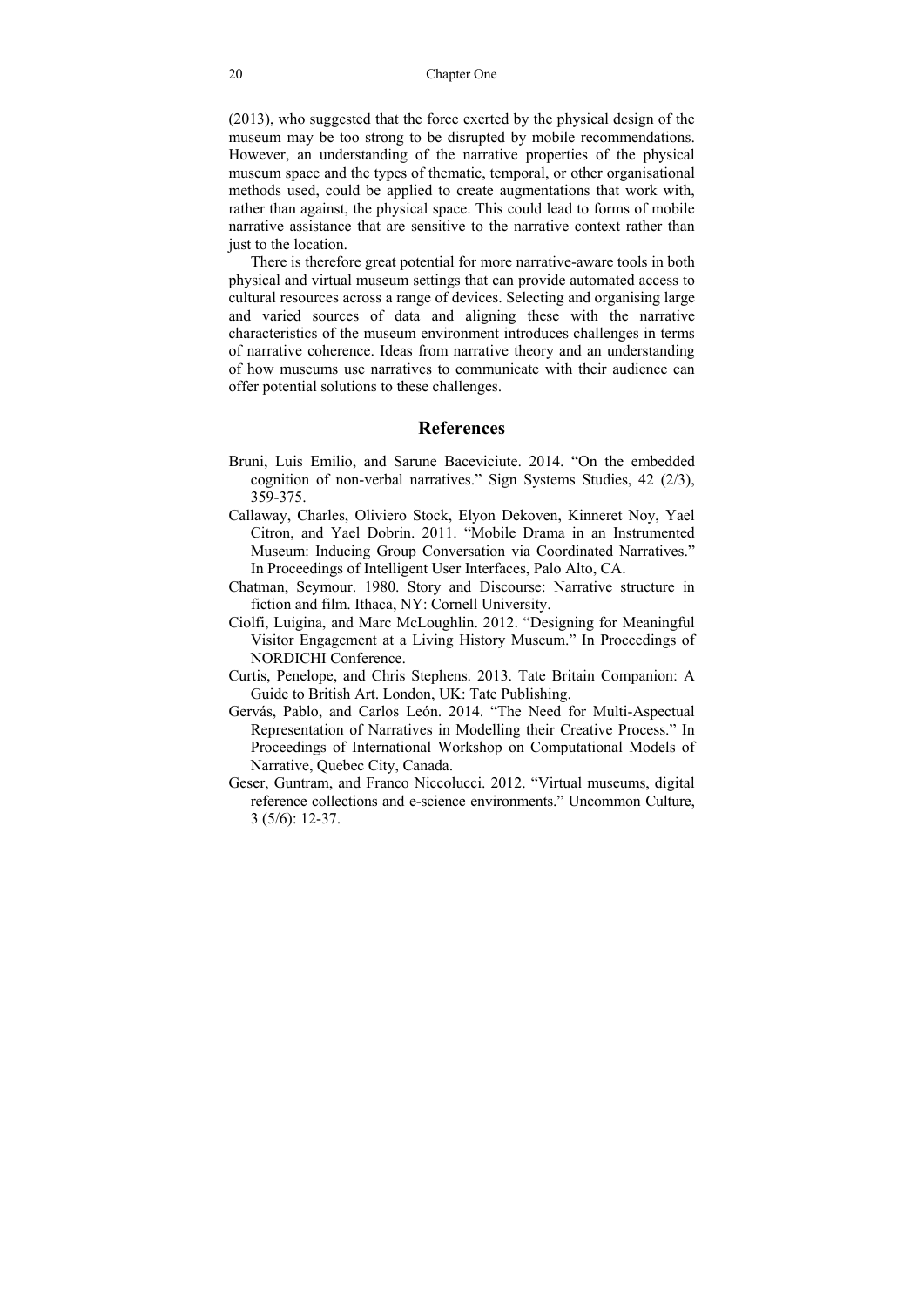(2013), who suggested that the force exerted by the physical design of the museum may be too strong to be disrupted by mobile recommendations. However, an understanding of the narrative properties of the physical museum space and the types of thematic, temporal, or other organisational methods used, could be applied to create augmentations that work with, rather than against, the physical space. This could lead to forms of mobile narrative assistance that are sensitive to the narrative context rather than just to the location.

There is therefore great potential for more narrative-aware tools in both physical and virtual museum settings that can provide automated access to cultural resources across a range of devices. Selecting and organising large and varied sources of data and aligning these with the narrative characteristics of the museum environment introduces challenges in terms of narrative coherence. Ideas from narrative theory and an understanding of how museums use narratives to communicate with their audience can offer potential solutions to these challenges.

## References

Bruni, Luis Emilio, and Sarune Baceviciute. 2014. "On the embedded cognition of non-verbal narratives." Sign Systems Studies, 42 (2/3), 359-375.

Callaway, Charles, Oliviero Stock, Elyon Dekoven, Kinneret Noy, Yael Citron, and Yael Dobrin. 2011. "Mobile Drama in an Instrumented Museum: Inducing Group Conversation via Coordinated Narratives." In Proceedings of Intelligent User Interfaces, Palo Alto, CA.

Chatman, Seymour. 1980. Story and Discourse: Narrative structure in fiction and film. Ithaca, NY: Cornell University.

Ciolfi, Luigina, and Marc McLoughlin. 2012. "Designing for Meaningful Visitor Engagement at a Living History Museum." In Proceedings of NORDICHI Conference.

Curtis, Penelope, and Chris Stephens. 2013. Tate Britain Companion: A Guide to British Art. London, UK: Tate Publishing.

Gervás, Pablo, and Carlos León. 2014. "The Need for Multi-Aspectual Representation of Narratives in Modelling their Creative Process." In Proceedings of International Workshop on Computational Models of Narrative, Quebec City, Canada.

Geser, Guntram, and Franco Niccolucci. 2012. "Virtual museums, digital reference collections and e-science environments." Uncommon Culture, 3 (5/6): 12-37.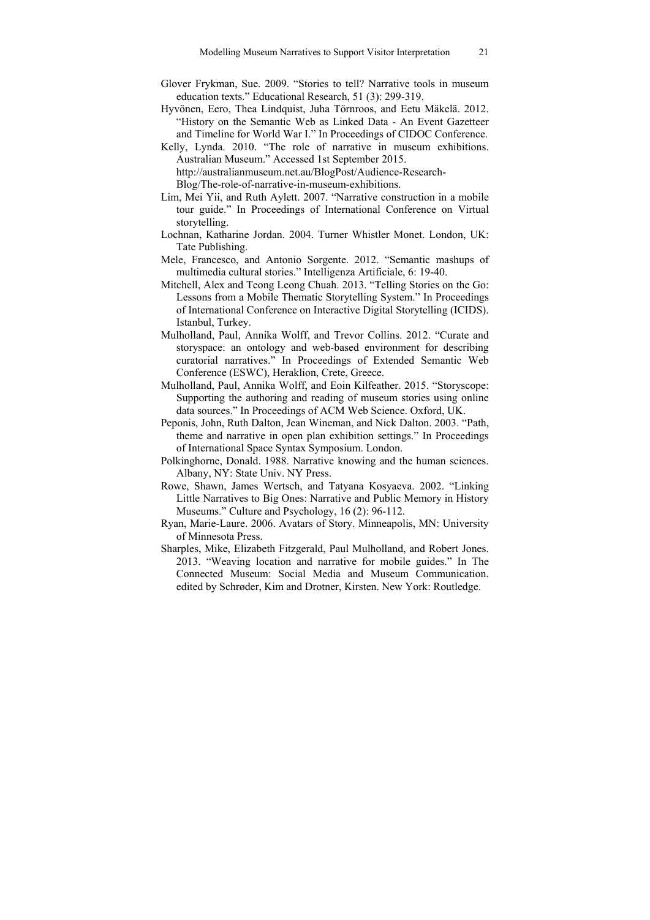Glover Frykman, Sue. 2009. "Stories to tell? Narrative tools in museum education texts." Educational Research, 51 (3): 299-319.

Hyvönen, Eero, Thea Lindquist, Juha Törnroos, and Eetu Mäkelä. 2012. "History on the Semantic Web as Linked Data - An Event Gazetteer and Timeline for World War I." In Proceedings of CIDOC Conference.

Kelly, Lynda. 2010. "The role of narrative in museum exhibitions. Australian Museum." Accessed 1st September 2015. http://australianmuseum.net.au/BlogPost/Audience-Research-Blog/The-role-of-narrative-in-museum-exhibitions.

Lim, Mei Yii, and Ruth Aylett. 2007. "Narrative construction in a mobile tour guide." In Proceedings of International Conference on Virtual storytelling.

Lochnan, Katharine Jordan. 2004. Turner Whistler Monet. London, UK: Tate Publishing.

Mele, Francesco, and Antonio Sorgente. 2012. "Semantic mashups of multimedia cultural stories." Intelligenza Artificiale, 6: 19-40.

Mitchell, Alex and Teong Leong Chuah. 2013. "Telling Stories on the Go: Lessons from a Mobile Thematic Storytelling System." In Proceedings of International Conference on Interactive Digital Storytelling (ICIDS). Istanbul, Turkey.

Mulholland, Paul, Annika Wolff, and Trevor Collins. 2012. "Curate and storyspace: an ontology and web-based environment for describing curatorial narratives." In Proceedings of Extended Semantic Web Conference (ESWC), Heraklion, Crete, Greece.

Mulholland, Paul, Annika Wolff, and Eoin Kilfeather. 2015. "Storyscope: Supporting the authoring and reading of museum stories using online data sources." In Proceedings of ACM Web Science. Oxford, UK.

Peponis, John, Ruth Dalton, Jean Wineman, and Nick Dalton. 2003. "Path, theme and narrative in open plan exhibition settings." In Proceedings of International Space Syntax Symposium. London.

Polkinghorne, Donald. 1988. Narrative knowing and the human sciences. Albany, NY: State Univ. NY Press.

Rowe, Shawn, James Wertsch, and Tatyana Kosyaeva. 2002. "Linking Little Narratives to Big Ones: Narrative and Public Memory in History Museums." Culture and Psychology, 16 (2): 96-112.

Ryan, Marie-Laure. 2006. Avatars of Story. Minneapolis, MN: University of Minnesota Press.

Sharples, Mike, Elizabeth Fitzgerald, Paul Mulholland, and Robert Jones. 2013. "Weaving location and narrative for mobile guides." In The Connected Museum: Social Media and Museum Communication. edited by Schrøder, Kim and Drotner, Kirsten. New York: Routledge.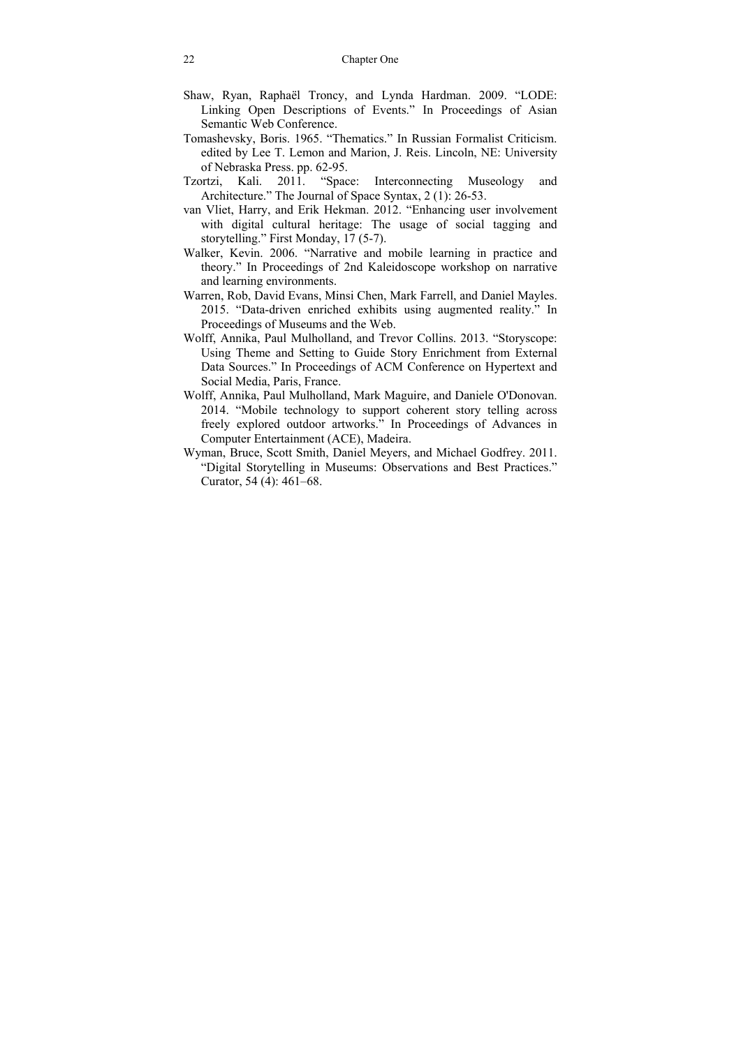Shaw, Ryan, Raphaël Troncy, and Lynda Hardman. 2009. "LODE: Linking Open Descriptions of Events." In Proceedings of Asian Semantic Web Conference.

Tomashevsky, Boris. 1965. "Thematics." In Russian Formalist Criticism. edited by Lee T. Lemon and Marion, J. Reis. Lincoln, NE: University of Nebraska Press. pp. 62-95.

Tzortzi, Kali. 2011. "Space: Interconnecting Museology and Architecture." The Journal of Space Syntax, 2 (1): 26-53.

van Vliet, Harry, and Erik Hekman. 2012. "Enhancing user involvement with digital cultural heritage: The usage of social tagging and storytelling." First Monday, 17 (5-7).

Walker, Kevin. 2006. "Narrative and mobile learning in practice and theory." In Proceedings of 2nd Kaleidoscope workshop on narrative and learning environments.

Warren, Rob, David Evans, Minsi Chen, Mark Farrell, and Daniel Mayles. 2015. "Data-driven enriched exhibits using augmented reality." In Proceedings of Museums and the Web.

Wolff, Annika, Paul Mulholland, and Trevor Collins. 2013. "Storyscope: Using Theme and Setting to Guide Story Enrichment from External Data Sources." In Proceedings of ACM Conference on Hypertext and Social Media, Paris, France.

Wolff, Annika, Paul Mulholland, Mark Maguire, and Daniele O'Donovan. 2014. "Mobile technology to support coherent story telling across freely explored outdoor artworks." In Proceedings of Advances in Computer Entertainment (ACE), Madeira.

Wyman, Bruce, Scott Smith, Daniel Meyers, and Michael Godfrey. 2011. "Digital Storytelling in Museums: Observations and Best Practices." Curator, 54 (4): 461–68.